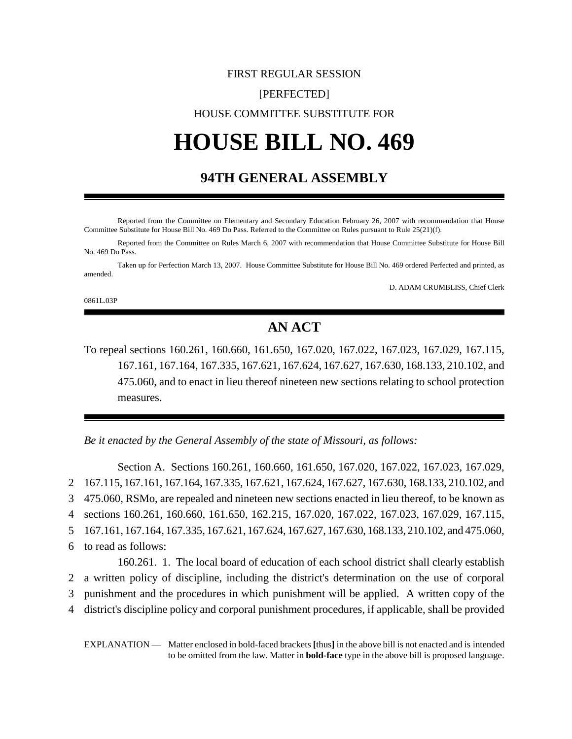FIRST REGULAR SESSION

[PERFECTED]

HOUSE COMMITTEE SUBSTITUTE FOR

# HOUSE BILL NO. 469

## 94TH GENERAL ASSEMBLY

Reported from the Committee on Elementary and Secondary Education February 26, 2007 with recommendation that House Committee Substitute for House Bill No. 469 Do Pass. Referred to the Committee on Rules pursuant to Rule 25(21)(f).

Reported from the Committee on Rules March 6, 2007 with recommendation that House Committee Substitute for House Bill No. 469 Do Pass.

Taken up for Perfection March 13, 2007. House Committee Substitute for House Bill No. 469 ordered Perfected and printed, as amended.

D. ADAM CRUMBLISS, Chief Clerk

0861L.03P

## AN ACT

To repeal sections 160.261, 160.660, 161.650, 167.020, 167.022, 167.023, 167.029, 167.115, 167.161, 167.164, 167.335, 167.621, 167.624, 167.627, 167.630, 168.133, 210.102, and 475.060, and to enact in lieu thereof nineteen new sections relating to school protection measures.

*Be it enacted by the General Assembly of the state of Missouri, as follows:*

Section A. Sections 160.261, 160.660, 161.650, 167.020, 167.022, 167.023, 167.029,
2 167.115, 167.161, 167.164, 167.335, 167.621, 167.624, 167.627, 167.630, 168.133, 210.102, and
3 475.060, RSMo, are repealed and nineteen new sections enacted in lieu thereof, to be known as
4 sections 160.261, 160.660, 161.650, 162.215, 167.020, 167.022, 167.023, 167.029, 167.115,
5 167.161, 167.164, 167.335, 167.621, 167.624, 167.627, 167.630, 168.133, 210.102, and 475.060,
6 to read as follows:

160.261. 1. The local board of education of each school district shall clearly establish
2 a written policy of discipline, including the district's determination on the use of corporal
3 punishment and the procedures in which punishment will be applied. A written copy of the
4 district's discipline policy and corporal punishment procedures, if applicable, shall be provided

EXPLANATION — Matter enclosed in bold-faced brackets **[**thus**]** in the above bill is not enacted and is intended to be omitted from the law. Matter in **bold-face** type in the above bill is proposed language.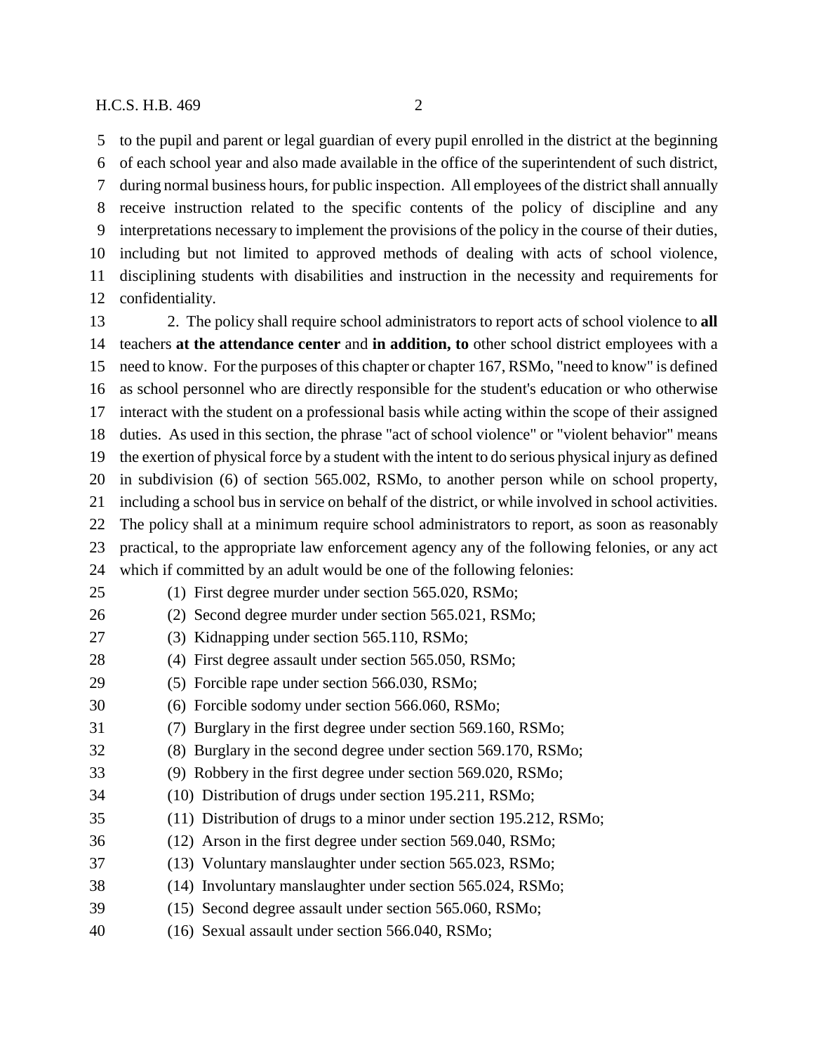to the pupil and parent or legal guardian of every pupil enrolled in the district at the beginning of each school year and also made available in the office of the superintendent of such district, during normal business hours, for public inspection. All employees of the district shall annually receive instruction related to the specific contents of the policy of discipline and any interpretations necessary to implement the provisions of the policy in the course of their duties, including but not limited to approved methods of dealing with acts of school violence, disciplining students with disabilities and instruction in the necessity and requirements for confidentiality.

2. The policy shall require school administrators to report acts of school violence to **all** teachers **at the attendance center** and **in addition, to** other school district employees with a need to know. For the purposes of this chapter or chapter 167, RSMo, "need to know" is defined as school personnel who are directly responsible for the student's education or who otherwise interact with the student on a professional basis while acting within the scope of their assigned duties. As used in this section, the phrase "act of school violence" or "violent behavior" means the exertion of physical force by a student with the intent to do serious physical injury as defined in subdivision (6) of section 565.002, RSMo, to another person while on school property, including a school bus in service on behalf of the district, or while involved in school activities. The policy shall at a minimum require school administrators to report, as soon as reasonably practical, to the appropriate law enforcement agency any of the following felonies, or any act which if committed by an adult would be one of the following felonies:

(1) First degree murder under section 565.020, RSMo;

(2) Second degree murder under section 565.021, RSMo;

(3) Kidnapping under section 565.110, RSMo;

(4) First degree assault under section 565.050, RSMo;

(5) Forcible rape under section 566.030, RSMo;

(6) Forcible sodomy under section 566.060, RSMo;

(7) Burglary in the first degree under section 569.160, RSMo;

(8) Burglary in the second degree under section 569.170, RSMo;

(9) Robbery in the first degree under section 569.020, RSMo;

(10) Distribution of drugs under section 195.211, RSMo;

(11) Distribution of drugs to a minor under section 195.212, RSMo;

(12) Arson in the first degree under section 569.040, RSMo;

(13) Voluntary manslaughter under section 565.023, RSMo;

(14) Involuntary manslaughter under section 565.024, RSMo;

(15) Second degree assault under section 565.060, RSMo;

(16) Sexual assault under section 566.040, RSMo;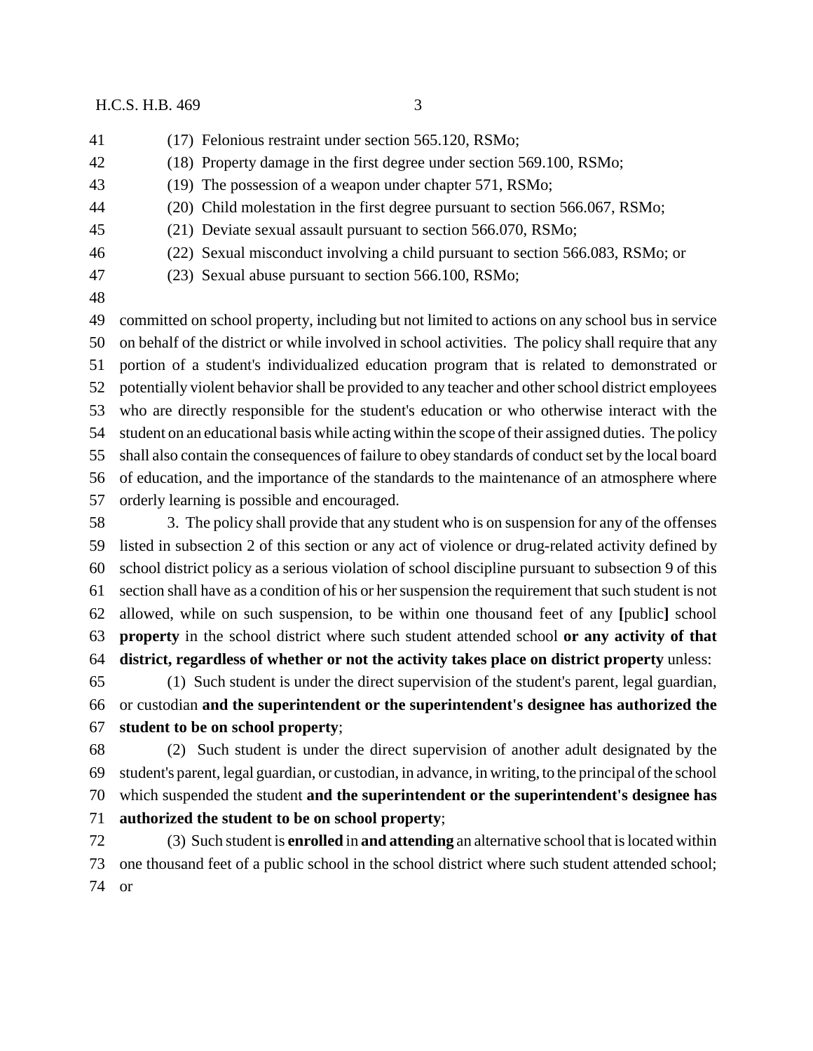(17) Felonious restraint under section 565.120, RSMo;

(18) Property damage in the first degree under section 569.100, RSMo;

(19) The possession of a weapon under chapter 571, RSMo;

(20) Child molestation in the first degree pursuant to section 566.067, RSMo;

(21) Deviate sexual assault pursuant to section 566.070, RSMo;

(22) Sexual misconduct involving a child pursuant to section 566.083, RSMo; or

(23) Sexual abuse pursuant to section 566.100, RSMo;

committed on school property, including but not limited to actions on any school bus in service on behalf of the district or while involved in school activities. The policy shall require that any portion of a student's individualized education program that is related to demonstrated or potentially violent behavior shall be provided to any teacher and other school district employees who are directly responsible for the student's education or who otherwise interact with the student on an educational basis while acting within the scope of their assigned duties. The policy shall also contain the consequences of failure to obey standards of conduct set by the local board of education, and the importance of the standards to the maintenance of an atmosphere where orderly learning is possible and encouraged.

3. The policy shall provide that any student who is on suspension for any of the offenses listed in subsection 2 of this section or any act of violence or drug-related activity defined by school district policy as a serious violation of school discipline pursuant to subsection 9 of this section shall have as a condition of his or her suspension the requirement that such student is not allowed, while on such suspension, to be within one thousand feet of any **[**public**]** school **property** in the school district where such student attended school **or any activity of that district, regardless of whether or not the activity takes place on district property** unless:

(1) Such student is under the direct supervision of the student's parent, legal guardian, or custodian **and the superintendent or the superintendent's designee has authorized the student to be on school property**;

(2) Such student is under the direct supervision of another adult designated by the student's parent, legal guardian, or custodian, in advance, in writing, to the principal of the school which suspended the student **and the superintendent or the superintendent's designee has authorized the student to be on school property**;

(3) Such student is **enrolled** in **and attending** an alternative school that is located within one thousand feet of a public school in the school district where such student attended school; or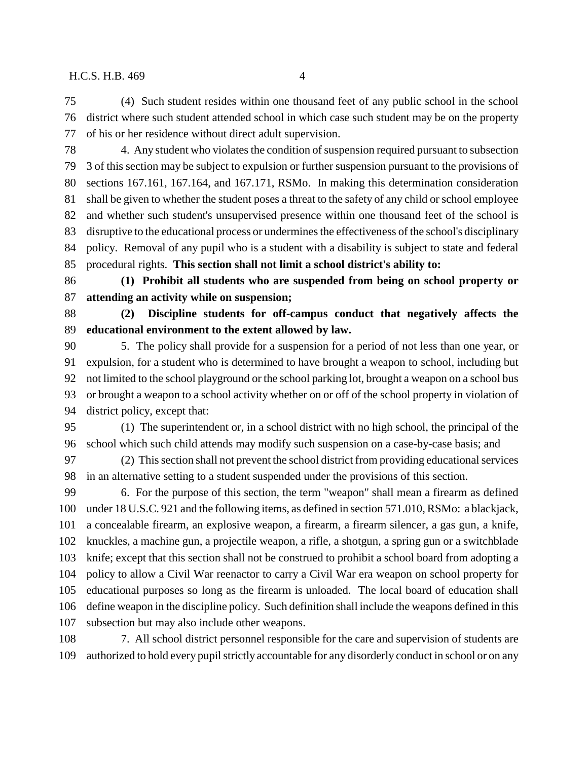(4) Such student resides within one thousand feet of any public school in the school district where such student attended school in which case such student may be on the property of his or her residence without direct adult supervision.

4. Any student who violates the condition of suspension required pursuant to subsection 3 of this section may be subject to expulsion or further suspension pursuant to the provisions of sections 167.161, 167.164, and 167.171, RSMo. In making this determination consideration shall be given to whether the student poses a threat to the safety of any child or school employee and whether such student's unsupervised presence within one thousand feet of the school is disruptive to the educational process or undermines the effectiveness of the school's disciplinary policy. Removal of any pupil who is a student with a disability is subject to state and federal procedural rights. **This section shall not limit a school district's ability to:**

**(1) Prohibit all students who are suspended from being on school property or attending an activity while on suspension;**

**(2) Discipline students for off-campus conduct that negatively affects the educational environment to the extent allowed by law.**

5. The policy shall provide for a suspension for a period of not less than one year, or expulsion, for a student who is determined to have brought a weapon to school, including but not limited to the school playground or the school parking lot, brought a weapon on a school bus or brought a weapon to a school activity whether on or off of the school property in violation of district policy, except that:

(1) The superintendent or, in a school district with no high school, the principal of the school which such child attends may modify such suspension on a case-by-case basis; and

(2) This section shall not prevent the school district from providing educational services in an alternative setting to a student suspended under the provisions of this section.

6. For the purpose of this section, the term "weapon" shall mean a firearm as defined under 18 U.S.C. 921 and the following items, as defined in section 571.010, RSMo: a blackjack, a concealable firearm, an explosive weapon, a firearm, a firearm silencer, a gas gun, a knife, knuckles, a machine gun, a projectile weapon, a rifle, a shotgun, a spring gun or a switchblade knife; except that this section shall not be construed to prohibit a school board from adopting a policy to allow a Civil War reenactor to carry a Civil War era weapon on school property for educational purposes so long as the firearm is unloaded. The local board of education shall define weapon in the discipline policy. Such definition shall include the weapons defined in this subsection but may also include other weapons.

7. All school district personnel responsible for the care and supervision of students are authorized to hold every pupil strictly accountable for any disorderly conduct in school or on any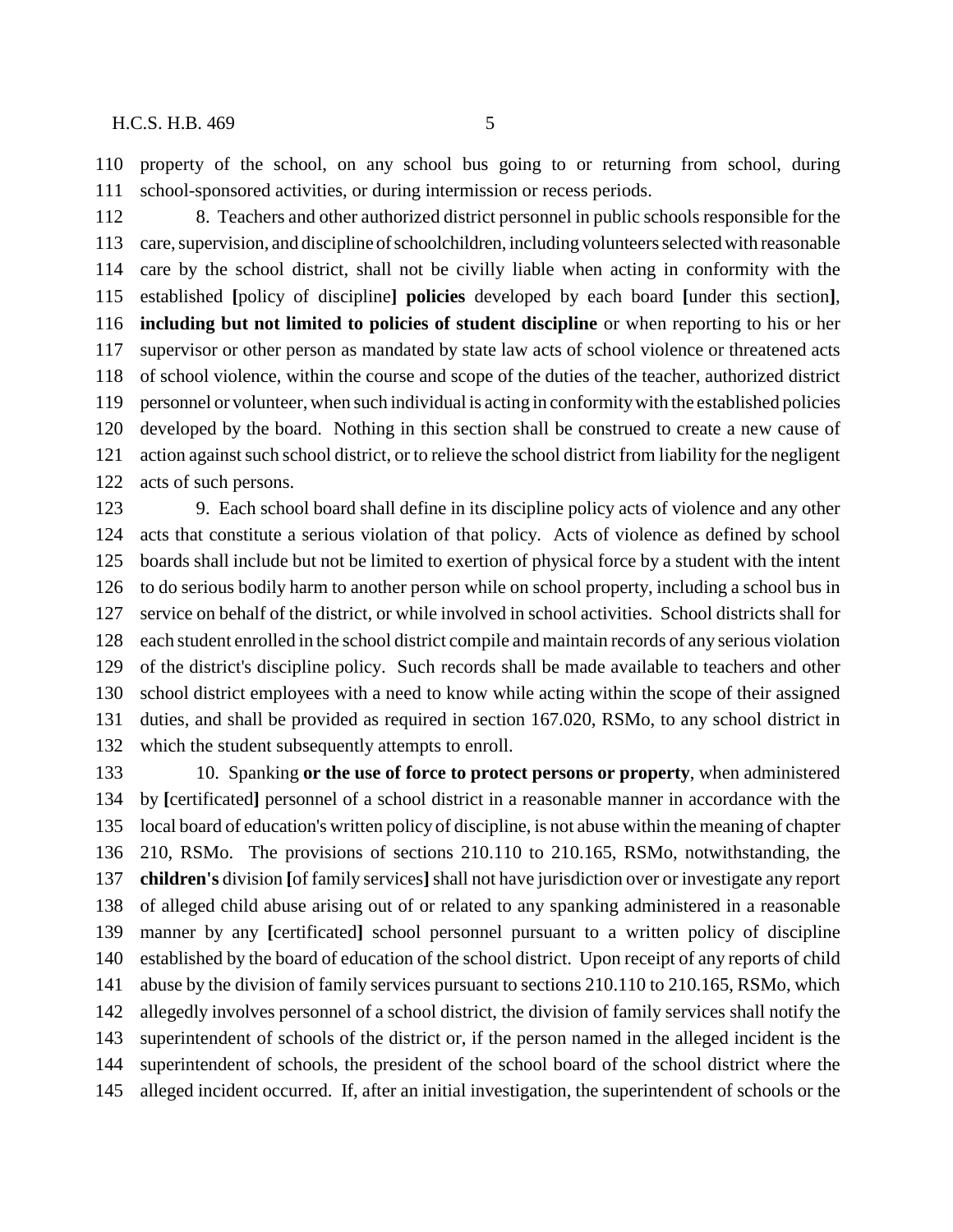property of the school, on any school bus going to or returning from school, during school-sponsored activities, or during intermission or recess periods.

8. Teachers and other authorized district personnel in public schools responsible for the care, supervision, and discipline of schoolchildren, including volunteers selected with reasonable care by the school district, shall not be civilly liable when acting in conformity with the established **[**policy of discipline**] policies** developed by each board **[**under this section**]**, **including but not limited to policies of student discipline** or when reporting to his or her supervisor or other person as mandated by state law acts of school violence or threatened acts of school violence, within the course and scope of the duties of the teacher, authorized district personnel or volunteer, when such individual is acting in conformity with the established policies developed by the board. Nothing in this section shall be construed to create a new cause of action against such school district, or to relieve the school district from liability for the negligent acts of such persons.

9. Each school board shall define in its discipline policy acts of violence and any other acts that constitute a serious violation of that policy. Acts of violence as defined by school boards shall include but not be limited to exertion of physical force by a student with the intent to do serious bodily harm to another person while on school property, including a school bus in service on behalf of the district, or while involved in school activities. School districts shall for each student enrolled in the school district compile and maintain records of any serious violation of the district's discipline policy. Such records shall be made available to teachers and other school district employees with a need to know while acting within the scope of their assigned duties, and shall be provided as required in section 167.020, RSMo, to any school district in which the student subsequently attempts to enroll.

10. Spanking **or the use of force to protect persons or property**, when administered by **[**certificated**]** personnel of a school district in a reasonable manner in accordance with the local board of education's written policy of discipline, is not abuse within the meaning of chapter 210, RSMo. The provisions of sections 210.110 to 210.165, RSMo, notwithstanding, the **children's** division **[**of family services**]** shall not have jurisdiction over or investigate any report of alleged child abuse arising out of or related to any spanking administered in a reasonable manner by any **[**certificated**]** school personnel pursuant to a written policy of discipline established by the board of education of the school district. Upon receipt of any reports of child abuse by the division of family services pursuant to sections 210.110 to 210.165, RSMo, which allegedly involves personnel of a school district, the division of family services shall notify the superintendent of schools of the district or, if the person named in the alleged incident is the superintendent of schools, the president of the school board of the school district where the alleged incident occurred. If, after an initial investigation, the superintendent of schools or the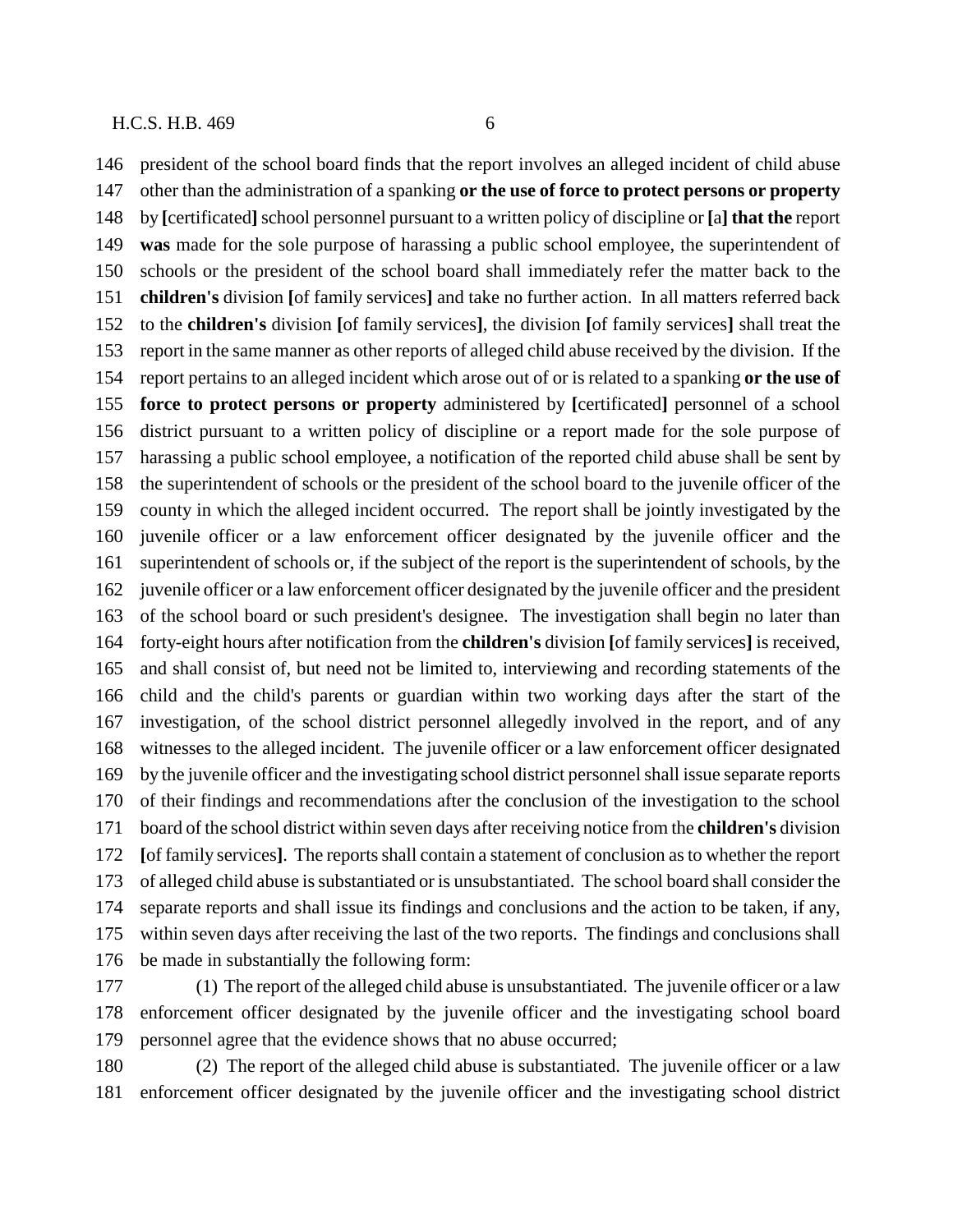president of the school board finds that the report involves an alleged incident of child abuse other than the administration of a spanking **or the use of force to protect persons or property** by **[**certificated**]** school personnel pursuant to a written policy of discipline or **[**a**] that the** report **was** made for the sole purpose of harassing a public school employee, the superintendent of schools or the president of the school board shall immediately refer the matter back to the **children's** division **[**of family services**]** and take no further action. In all matters referred back to the **children's** division **[**of family services**]**, the division **[**of family services**]** shall treat the report in the same manner as other reports of alleged child abuse received by the division. If the report pertains to an alleged incident which arose out of or is related to a spanking **or the use of force to protect persons or property** administered by **[**certificated**]** personnel of a school district pursuant to a written policy of discipline or a report made for the sole purpose of harassing a public school employee, a notification of the reported child abuse shall be sent by the superintendent of schools or the president of the school board to the juvenile officer of the county in which the alleged incident occurred. The report shall be jointly investigated by the juvenile officer or a law enforcement officer designated by the juvenile officer and the superintendent of schools or, if the subject of the report is the superintendent of schools, by the juvenile officer or a law enforcement officer designated by the juvenile officer and the president of the school board or such president's designee. The investigation shall begin no later than forty-eight hours after notification from the **children's** division **[**of family services**]** is received, and shall consist of, but need not be limited to, interviewing and recording statements of the child and the child's parents or guardian within two working days after the start of the investigation, of the school district personnel allegedly involved in the report, and of any witnesses to the alleged incident. The juvenile officer or a law enforcement officer designated by the juvenile officer and the investigating school district personnel shall issue separate reports of their findings and recommendations after the conclusion of the investigation to the school board of the school district within seven days after receiving notice from the **children's** division **[**of family services**]**. The reports shall contain a statement of conclusion as to whether the report of alleged child abuse is substantiated or is unsubstantiated. The school board shall consider the separate reports and shall issue its findings and conclusions and the action to be taken, if any, within seven days after receiving the last of the two reports. The findings and conclusions shall be made in substantially the following form:

(1) The report of the alleged child abuse is unsubstantiated. The juvenile officer or a law enforcement officer designated by the juvenile officer and the investigating school board personnel agree that the evidence shows that no abuse occurred;

(2) The report of the alleged child abuse is substantiated. The juvenile officer or a law enforcement officer designated by the juvenile officer and the investigating school district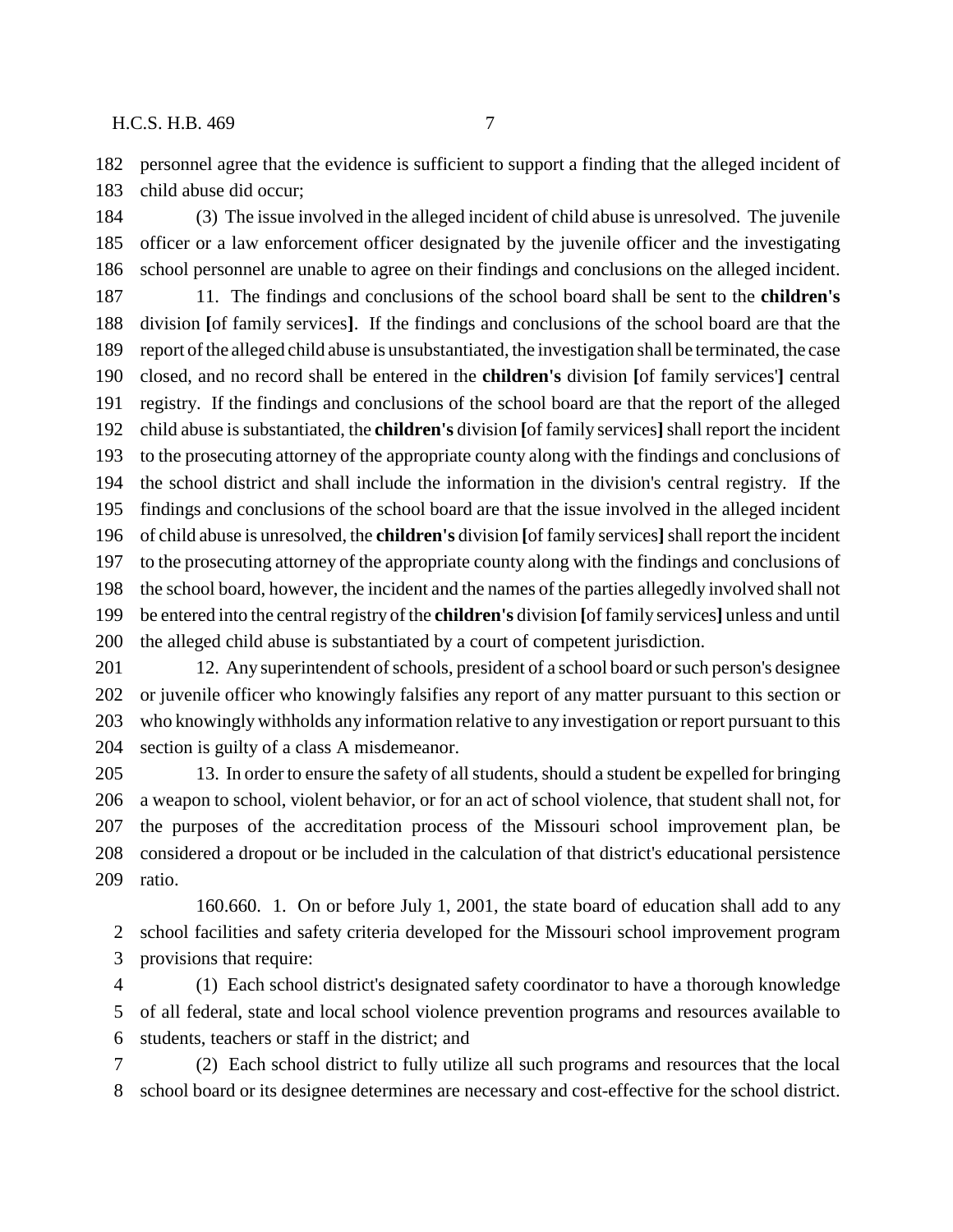personnel agree that the evidence is sufficient to support a finding that the alleged incident of child abuse did occur;

(3) The issue involved in the alleged incident of child abuse is unresolved. The juvenile officer or a law enforcement officer designated by the juvenile officer and the investigating school personnel are unable to agree on their findings and conclusions on the alleged incident.

11. The findings and conclusions of the school board shall be sent to the **children's** division **[**of family services**]**. If the findings and conclusions of the school board are that the report of the alleged child abuse is unsubstantiated, the investigation shall be terminated, the case closed, and no record shall be entered in the **children's** division **[**of family services'**]** central registry. If the findings and conclusions of the school board are that the report of the alleged child abuse is substantiated, the **children's** division **[**of family services**]** shall report the incident to the prosecuting attorney of the appropriate county along with the findings and conclusions of the school district and shall include the information in the division's central registry. If the findings and conclusions of the school board are that the issue involved in the alleged incident of child abuse is unresolved, the **children's** division **[**of family services**]** shall report the incident to the prosecuting attorney of the appropriate county along with the findings and conclusions of the school board, however, the incident and the names of the parties allegedly involved shall not be entered into the central registry of the **children's** division **[**of family services**]** unless and until the alleged child abuse is substantiated by a court of competent jurisdiction.

12. Any superintendent of schools, president of a school board or such person's designee or juvenile officer who knowingly falsifies any report of any matter pursuant to this section or who knowingly withholds any information relative to any investigation or report pursuant to this section is guilty of a class A misdemeanor.

13. In order to ensure the safety of all students, should a student be expelled for bringing a weapon to school, violent behavior, or for an act of school violence, that student shall not, for the purposes of the accreditation process of the Missouri school improvement plan, be considered a dropout or be included in the calculation of that district's educational persistence ratio.

160.660. 1. On or before July 1, 2001, the state board of education shall add to any school facilities and safety criteria developed for the Missouri school improvement program provisions that require:

(1) Each school district's designated safety coordinator to have a thorough knowledge of all federal, state and local school violence prevention programs and resources available to students, teachers or staff in the district; and

(2) Each school district to fully utilize all such programs and resources that the local school board or its designee determines are necessary and cost-effective for the school district.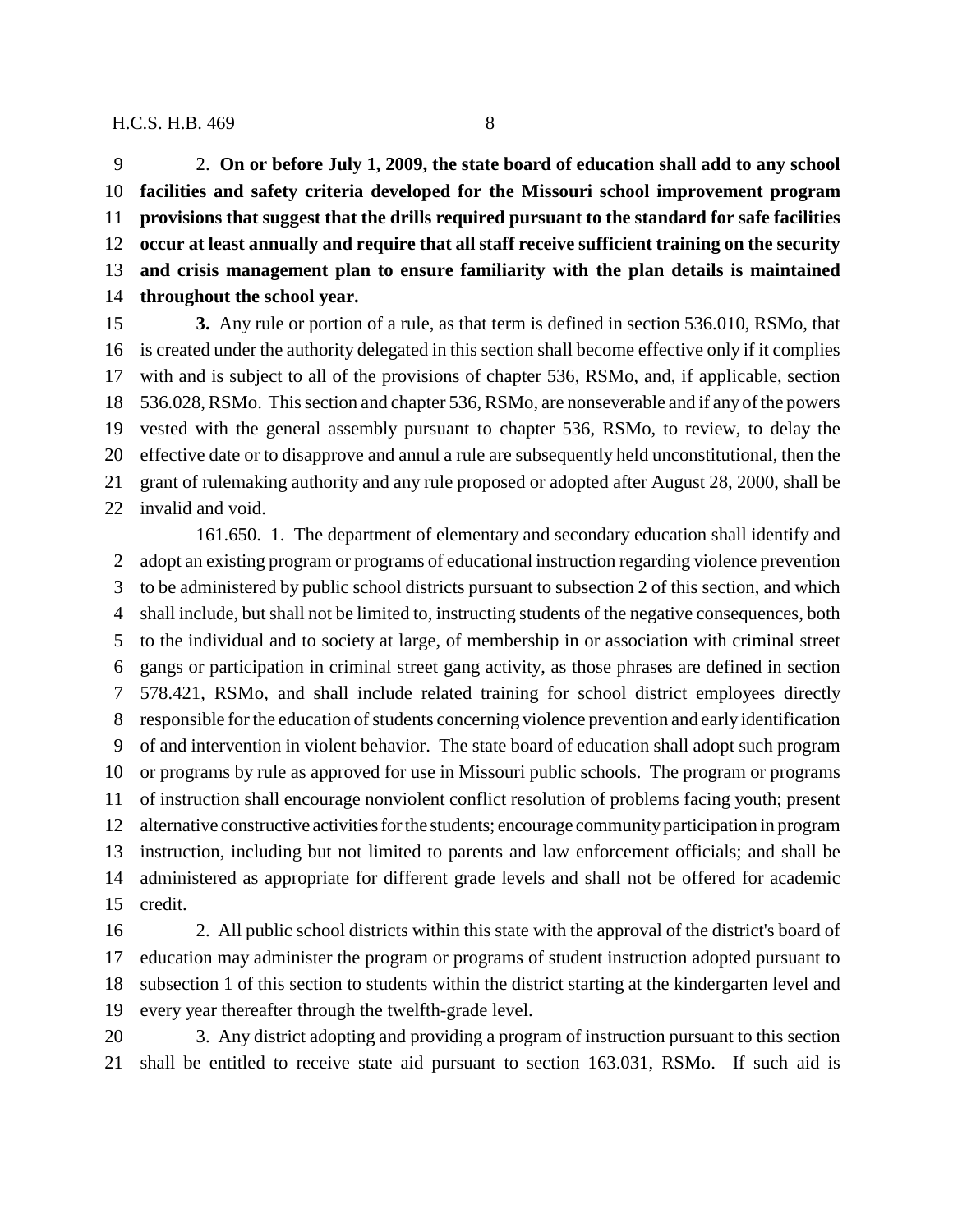2. **On or before July 1, 2009, the state board of education shall add to any school facilities and safety criteria developed for the Missouri school improvement program provisions that suggest that the drills required pursuant to the standard for safe facilities occur at least annually and require that all staff receive sufficient training on the security and crisis management plan to ensure familiarity with the plan details is maintained throughout the school year.**

**3.** Any rule or portion of a rule, as that term is defined in section 536.010, RSMo, that is created under the authority delegated in this section shall become effective only if it complies with and is subject to all of the provisions of chapter 536, RSMo, and, if applicable, section 536.028, RSMo. This section and chapter 536, RSMo, are nonseverable and if any of the powers vested with the general assembly pursuant to chapter 536, RSMo, to review, to delay the effective date or to disapprove and annul a rule are subsequently held unconstitutional, then the grant of rulemaking authority and any rule proposed or adopted after August 28, 2000, shall be invalid and void.

161.650. 1. The department of elementary and secondary education shall identify and adopt an existing program or programs of educational instruction regarding violence prevention to be administered by public school districts pursuant to subsection 2 of this section, and which shall include, but shall not be limited to, instructing students of the negative consequences, both to the individual and to society at large, of membership in or association with criminal street gangs or participation in criminal street gang activity, as those phrases are defined in section 578.421, RSMo, and shall include related training for school district employees directly responsible for the education of students concerning violence prevention and early identification of and intervention in violent behavior. The state board of education shall adopt such program or programs by rule as approved for use in Missouri public schools. The program or programs of instruction shall encourage nonviolent conflict resolution of problems facing youth; present alternative constructive activities for the students; encourage community participation in program instruction, including but not limited to parents and law enforcement officials; and shall be administered as appropriate for different grade levels and shall not be offered for academic credit.

2. All public school districts within this state with the approval of the district's board of education may administer the program or programs of student instruction adopted pursuant to subsection 1 of this section to students within the district starting at the kindergarten level and every year thereafter through the twelfth-grade level.

3. Any district adopting and providing a program of instruction pursuant to this section shall be entitled to receive state aid pursuant to section 163.031, RSMo. If such aid is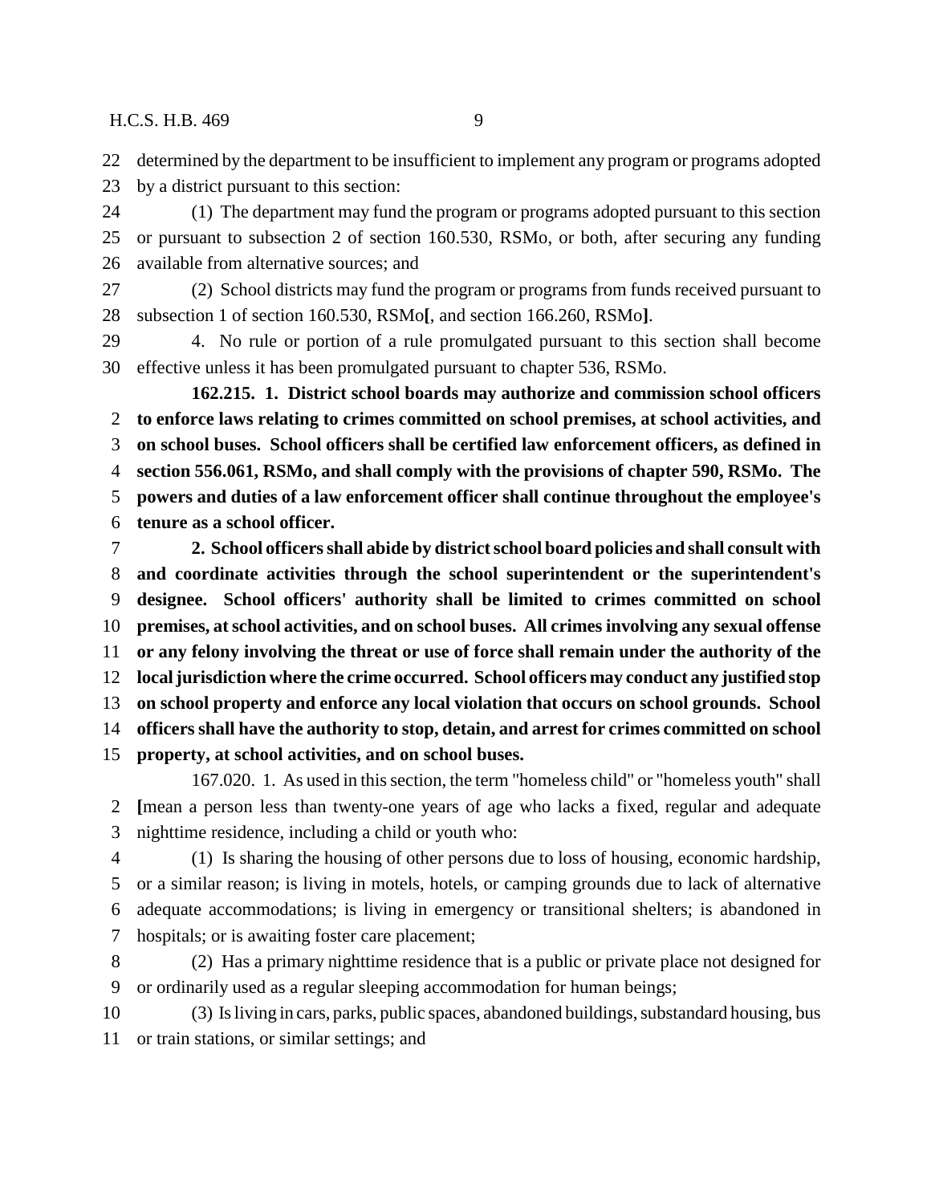determined by the department to be insufficient to implement any program or programs adopted by a district pursuant to this section:

(1) The department may fund the program or programs adopted pursuant to this section or pursuant to subsection 2 of section 160.530, RSMo, or both, after securing any funding available from alternative sources; and

(2) School districts may fund the program or programs from funds received pursuant to subsection 1 of section 160.530, RSMo**[**, and section 166.260, RSMo**]**.

4. No rule or portion of a rule promulgated pursuant to this section shall become effective unless it has been promulgated pursuant to chapter 536, RSMo.

**162.215. 1. District school boards may authorize and commission school officers to enforce laws relating to crimes committed on school premises, at school activities, and on school buses. School officers shall be certified law enforcement officers, as defined in section 556.061, RSMo, and shall comply with the provisions of chapter 590, RSMo. The powers and duties of a law enforcement officer shall continue throughout the employee's tenure as a school officer.**

**2. School officers shall abide by district school board policies and shall consult with and coordinate activities through the school superintendent or the superintendent's designee. School officers' authority shall be limited to crimes committed on school premises, at school activities, and on school buses. All crimes involving any sexual offense or any felony involving the threat or use of force shall remain under the authority of the local jurisdiction where the crime occurred. School officers may conduct any justified stop on school property and enforce any local violation that occurs on school grounds. School officers shall have the authority to stop, detain, and arrest for crimes committed on school property, at school activities, and on school buses.**

167.020. 1. As used in this section, the term "homeless child" or "homeless youth" shall **[**mean a person less than twenty-one years of age who lacks a fixed, regular and adequate nighttime residence, including a child or youth who:

(1) Is sharing the housing of other persons due to loss of housing, economic hardship, or a similar reason; is living in motels, hotels, or camping grounds due to lack of alternative adequate accommodations; is living in emergency or transitional shelters; is abandoned in hospitals; or is awaiting foster care placement;

(2) Has a primary nighttime residence that is a public or private place not designed for or ordinarily used as a regular sleeping accommodation for human beings;

(3) Is living in cars, parks, public spaces, abandoned buildings, substandard housing, bus or train stations, or similar settings; and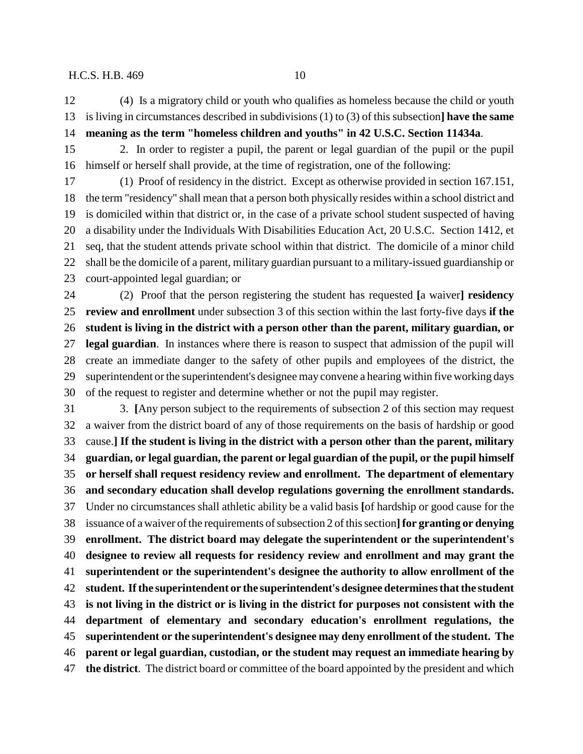(4) Is a migratory child or youth who qualifies as homeless because the child or youth is living in circumstances described in subdivisions (1) to (3) of this subsection**] have the same meaning as the term "homeless children and youths" in 42 U.S.C. Section 11434a**.

2. In order to register a pupil, the parent or legal guardian of the pupil or the pupil himself or herself shall provide, at the time of registration, one of the following:

(1) Proof of residency in the district. Except as otherwise provided in section 167.151, the term "residency" shall mean that a person both physically resides within a school district and is domiciled within that district or, in the case of a private school student suspected of having a disability under the Individuals With Disabilities Education Act, 20 U.S.C. Section 1412, et seq, that the student attends private school within that district. The domicile of a minor child shall be the domicile of a parent, military guardian pursuant to a military-issued guardianship or court-appointed legal guardian; or

(2) Proof that the person registering the student has requested **[**a waiver**] residency review and enrollment** under subsection 3 of this section within the last forty-five days **if the student is living in the district with a person other than the parent, military guardian, or legal guardian**. In instances where there is reason to suspect that admission of the pupil will create an immediate danger to the safety of other pupils and employees of the district, the superintendent or the superintendent's designee may convene a hearing within five working days of the request to register and determine whether or not the pupil may register.

3. **[**Any person subject to the requirements of subsection 2 of this section may request a waiver from the district board of any of those requirements on the basis of hardship or good cause.**] If the student is living in the district with a person other than the parent, military guardian, or legal guardian, the parent or legal guardian of the pupil, or the pupil himself or herself shall request residency review and enrollment. The department of elementary and secondary education shall develop regulations governing the enrollment standards.** Under no circumstances shall athletic ability be a valid basis **[**of hardship or good cause for the issuance of a waiver of the requirements of subsection 2 of this section**] for granting or denying enrollment. The district board may delegate the superintendent or the superintendent's designee to review all requests for residency review and enrollment and may grant the superintendent or the superintendent's designee the authority to allow enrollment of the student. If the superintendent or the superintendent's designee determines that the student is not living in the district or is living in the district for purposes not consistent with the department of elementary and secondary education's enrollment regulations, the superintendent or the superintendent's designee may deny enrollment of the student. The parent or legal guardian, custodian, or the student may request an immediate hearing by the district**. The district board or committee of the board appointed by the president and which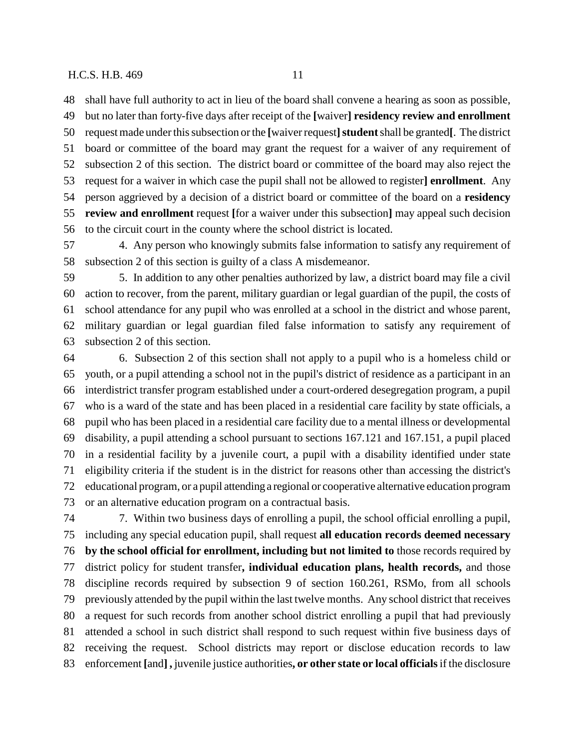shall have full authority to act in lieu of the board shall convene a hearing as soon as possible, but no later than forty-five days after receipt of the [waiver] **residency review and enrollment** request made under this subsection or the [waiver request] **student** shall be granted[. The district board or committee of the board may grant the request for a waiver of any requirement of subsection 2 of this section. The district board or committee of the board may also reject the request for a waiver in which case the pupil shall not be allowed to register] **enrollment**. Any person aggrieved by a decision of a district board or committee of the board on a **residency review and enrollment** request [for a waiver under this subsection] may appeal such decision to the circuit court in the county where the school district is located.

4. Any person who knowingly submits false information to satisfy any requirement of subsection 2 of this section is guilty of a class A misdemeanor.

5. In addition to any other penalties authorized by law, a district board may file a civil action to recover, from the parent, military guardian or legal guardian of the pupil, the costs of school attendance for any pupil who was enrolled at a school in the district and whose parent, military guardian or legal guardian filed false information to satisfy any requirement of subsection 2 of this section.

6. Subsection 2 of this section shall not apply to a pupil who is a homeless child or youth, or a pupil attending a school not in the pupil's district of residence as a participant in an interdistrict transfer program established under a court-ordered desegregation program, a pupil who is a ward of the state and has been placed in a residential care facility by state officials, a pupil who has been placed in a residential care facility due to a mental illness or developmental disability, a pupil attending a school pursuant to sections 167.121 and 167.151, a pupil placed in a residential facility by a juvenile court, a pupil with a disability identified under state eligibility criteria if the student is in the district for reasons other than accessing the district's educational program, or a pupil attending a regional or cooperative alternative education program or an alternative education program on a contractual basis.

7. Within two business days of enrolling a pupil, the school official enrolling a pupil, including any special education pupil, shall request **all education records deemed necessary by the school official for enrollment, including but not limited to** those records required by district policy for student transfer**, individual education plans, health records,** and those discipline records required by subsection 9 of section 160.261, RSMo, from all schools previously attended by the pupil within the last twelve months. Any school district that receives a request for such records from another school district enrolling a pupil that had previously attended a school in such district shall respond to such request within five business days of receiving the request. School districts may report or disclose education records to law enforcement [and] **,** juvenile justice authorities**, or other state or local officials** if the disclosure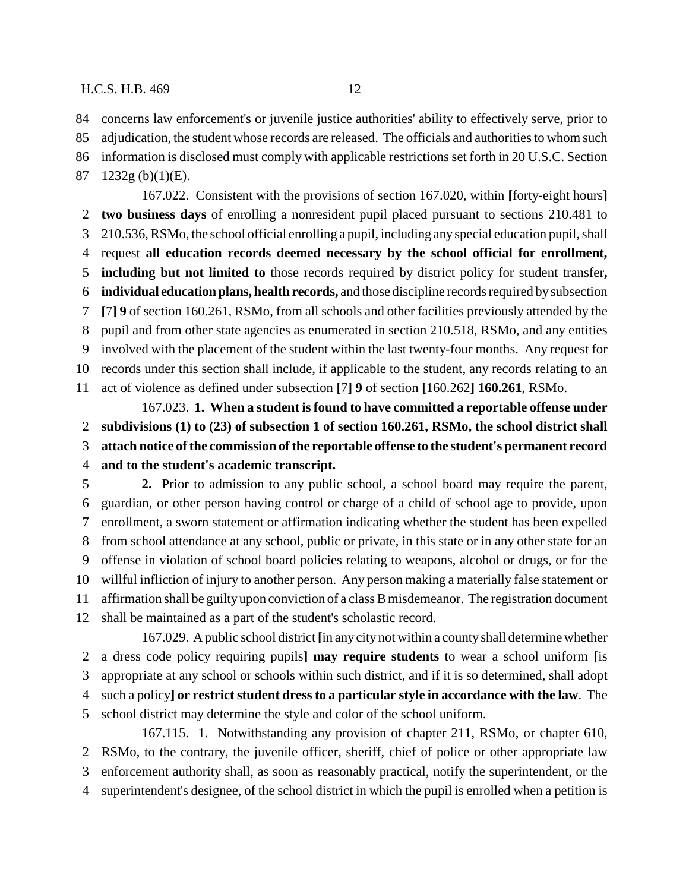concerns law enforcement's or juvenile justice authorities' ability to effectively serve, prior to adjudication, the student whose records are released. The officials and authorities to whom such information is disclosed must comply with applicable restrictions set forth in 20 U.S.C. Section 1232g (b)(1)(E).

167.022. Consistent with the provisions of section 167.020, within [forty-eight hours] **two business days** of enrolling a nonresident pupil placed pursuant to sections 210.481 to 210.536, RSMo, the school official enrolling a pupil, including any special education pupil, shall request **all education records deemed necessary by the school official for enrollment, including but not limited to** those records required by district policy for student transfer**, individual education plans, health records,** and those discipline records required by subsection [7] **9** of section 160.261, RSMo, from all schools and other facilities previously attended by the pupil and from other state agencies as enumerated in section 210.518, RSMo, and any entities involved with the placement of the student within the last twenty-four months. Any request for records under this section shall include, if applicable to the student, any records relating to an act of violence as defined under subsection [7] **9** of section [160.262] **160.261**, RSMo.

167.023. **1. When a student is found to have committed a reportable offense under subdivisions (1) to (23) of subsection 1 of section 160.261, RSMo, the school district shall attach notice of the commission of the reportable offense to the student's permanent record and to the student's academic transcript.**

**2.** Prior to admission to any public school, a school board may require the parent, guardian, or other person having control or charge of a child of school age to provide, upon enrollment, a sworn statement or affirmation indicating whether the student has been expelled from school attendance at any school, public or private, in this state or in any other state for an offense in violation of school board policies relating to weapons, alcohol or drugs, or for the willful infliction of injury to another person. Any person making a materially false statement or affirmation shall be guilty upon conviction of a class B misdemeanor. The registration document shall be maintained as a part of the student's scholastic record.

167.029. A public school district [in any city not within a county shall determine whether a dress code policy requiring pupils] **may require students** to wear a school uniform [is appropriate at any school or schools within such district, and if it is so determined, shall adopt such a policy] **or restrict student dress to a particular style in accordance with the law**. The school district may determine the style and color of the school uniform.

167.115. 1. Notwithstanding any provision of chapter 211, RSMo, or chapter 610, RSMo, to the contrary, the juvenile officer, sheriff, chief of police or other appropriate law enforcement authority shall, as soon as reasonably practical, notify the superintendent, or the superintendent's designee, of the school district in which the pupil is enrolled when a petition is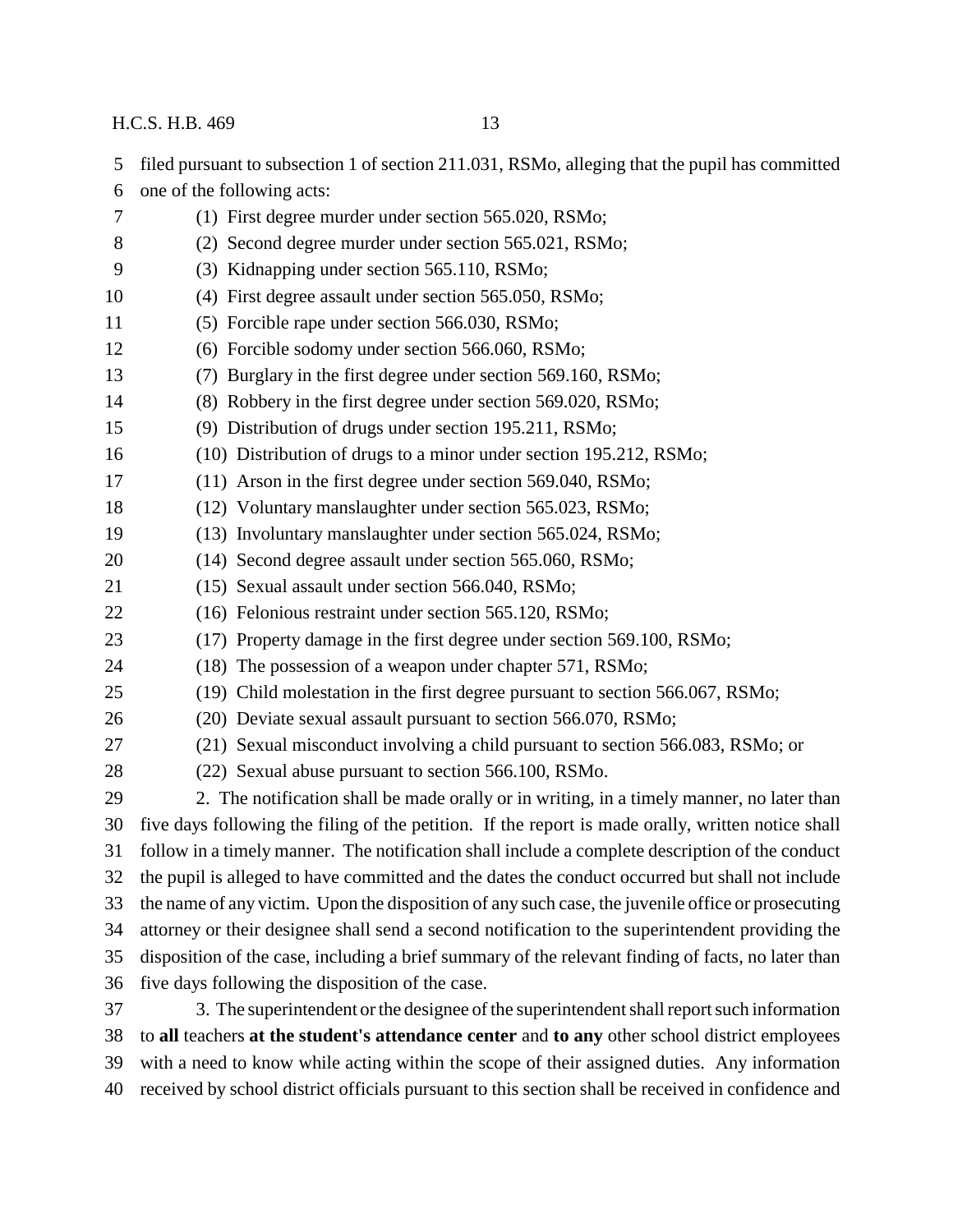filed pursuant to subsection 1 of section 211.031, RSMo, alleging that the pupil has committed one of the following acts:

(1) First degree murder under section 565.020, RSMo;

(2) Second degree murder under section 565.021, RSMo;

(3) Kidnapping under section 565.110, RSMo;

(4) First degree assault under section 565.050, RSMo;

(5) Forcible rape under section 566.030, RSMo;

(6) Forcible sodomy under section 566.060, RSMo;

(7) Burglary in the first degree under section 569.160, RSMo;

(8) Robbery in the first degree under section 569.020, RSMo;

(9) Distribution of drugs under section 195.211, RSMo;

(10) Distribution of drugs to a minor under section 195.212, RSMo;

(11) Arson in the first degree under section 569.040, RSMo;

(12) Voluntary manslaughter under section 565.023, RSMo;

(13) Involuntary manslaughter under section 565.024, RSMo;

(14) Second degree assault under section 565.060, RSMo;

(15) Sexual assault under section 566.040, RSMo;

(16) Felonious restraint under section 565.120, RSMo;

(17) Property damage in the first degree under section 569.100, RSMo;

(18) The possession of a weapon under chapter 571, RSMo;

(19) Child molestation in the first degree pursuant to section 566.067, RSMo;

(20) Deviate sexual assault pursuant to section 566.070, RSMo;

(21) Sexual misconduct involving a child pursuant to section 566.083, RSMo; or

(22) Sexual abuse pursuant to section 566.100, RSMo.

2. The notification shall be made orally or in writing, in a timely manner, no later than five days following the filing of the petition. If the report is made orally, written notice shall follow in a timely manner. The notification shall include a complete description of the conduct the pupil is alleged to have committed and the dates the conduct occurred but shall not include the name of any victim. Upon the disposition of any such case, the juvenile office or prosecuting attorney or their designee shall send a second notification to the superintendent providing the disposition of the case, including a brief summary of the relevant finding of facts, no later than five days following the disposition of the case.

3. The superintendent or the designee of the superintendent shall report such information to **all** teachers **at the student's attendance center** and **to any** other school district employees with a need to know while acting within the scope of their assigned duties. Any information received by school district officials pursuant to this section shall be received in confidence and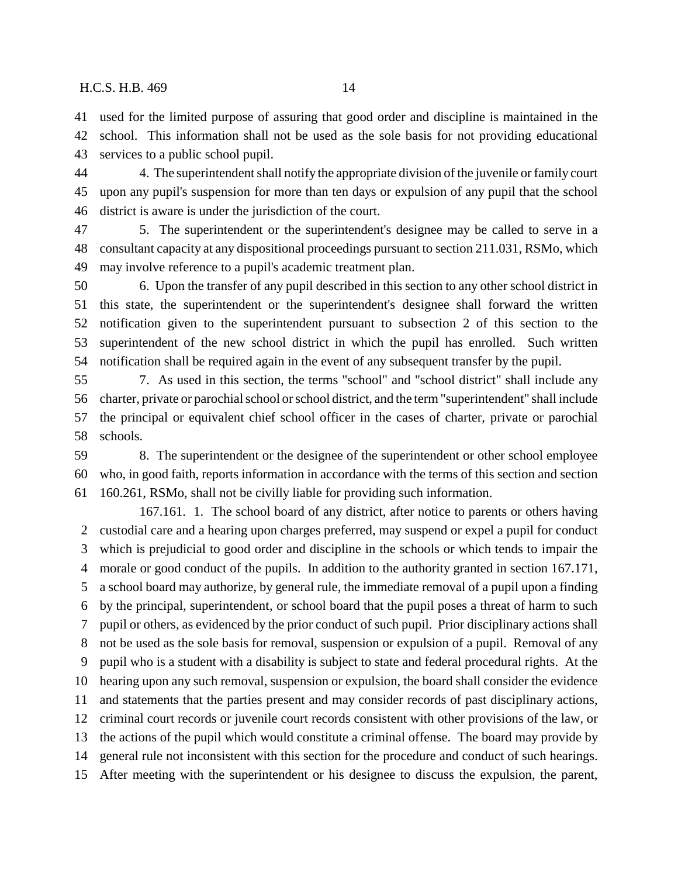used for the limited purpose of assuring that good order and discipline is maintained in the school. This information shall not be used as the sole basis for not providing educational services to a public school pupil.

4. The superintendent shall notify the appropriate division of the juvenile or family court upon any pupil's suspension for more than ten days or expulsion of any pupil that the school district is aware is under the jurisdiction of the court.

5. The superintendent or the superintendent's designee may be called to serve in a consultant capacity at any dispositional proceedings pursuant to section 211.031, RSMo, which may involve reference to a pupil's academic treatment plan.

6. Upon the transfer of any pupil described in this section to any other school district in this state, the superintendent or the superintendent's designee shall forward the written notification given to the superintendent pursuant to subsection 2 of this section to the superintendent of the new school district in which the pupil has enrolled. Such written notification shall be required again in the event of any subsequent transfer by the pupil.

7. As used in this section, the terms "school" and "school district" shall include any charter, private or parochial school or school district, and the term "superintendent" shall include the principal or equivalent chief school officer in the cases of charter, private or parochial schools.

8. The superintendent or the designee of the superintendent or other school employee who, in good faith, reports information in accordance with the terms of this section and section 160.261, RSMo, shall not be civilly liable for providing such information.

167.161. 1. The school board of any district, after notice to parents or others having custodial care and a hearing upon charges preferred, may suspend or expel a pupil for conduct which is prejudicial to good order and discipline in the schools or which tends to impair the morale or good conduct of the pupils. In addition to the authority granted in section 167.171, a school board may authorize, by general rule, the immediate removal of a pupil upon a finding by the principal, superintendent, or school board that the pupil poses a threat of harm to such pupil or others, as evidenced by the prior conduct of such pupil. Prior disciplinary actions shall not be used as the sole basis for removal, suspension or expulsion of a pupil. Removal of any pupil who is a student with a disability is subject to state and federal procedural rights. At the hearing upon any such removal, suspension or expulsion, the board shall consider the evidence and statements that the parties present and may consider records of past disciplinary actions, criminal court records or juvenile court records consistent with other provisions of the law, or the actions of the pupil which would constitute a criminal offense. The board may provide by general rule not inconsistent with this section for the procedure and conduct of such hearings. After meeting with the superintendent or his designee to discuss the expulsion, the parent,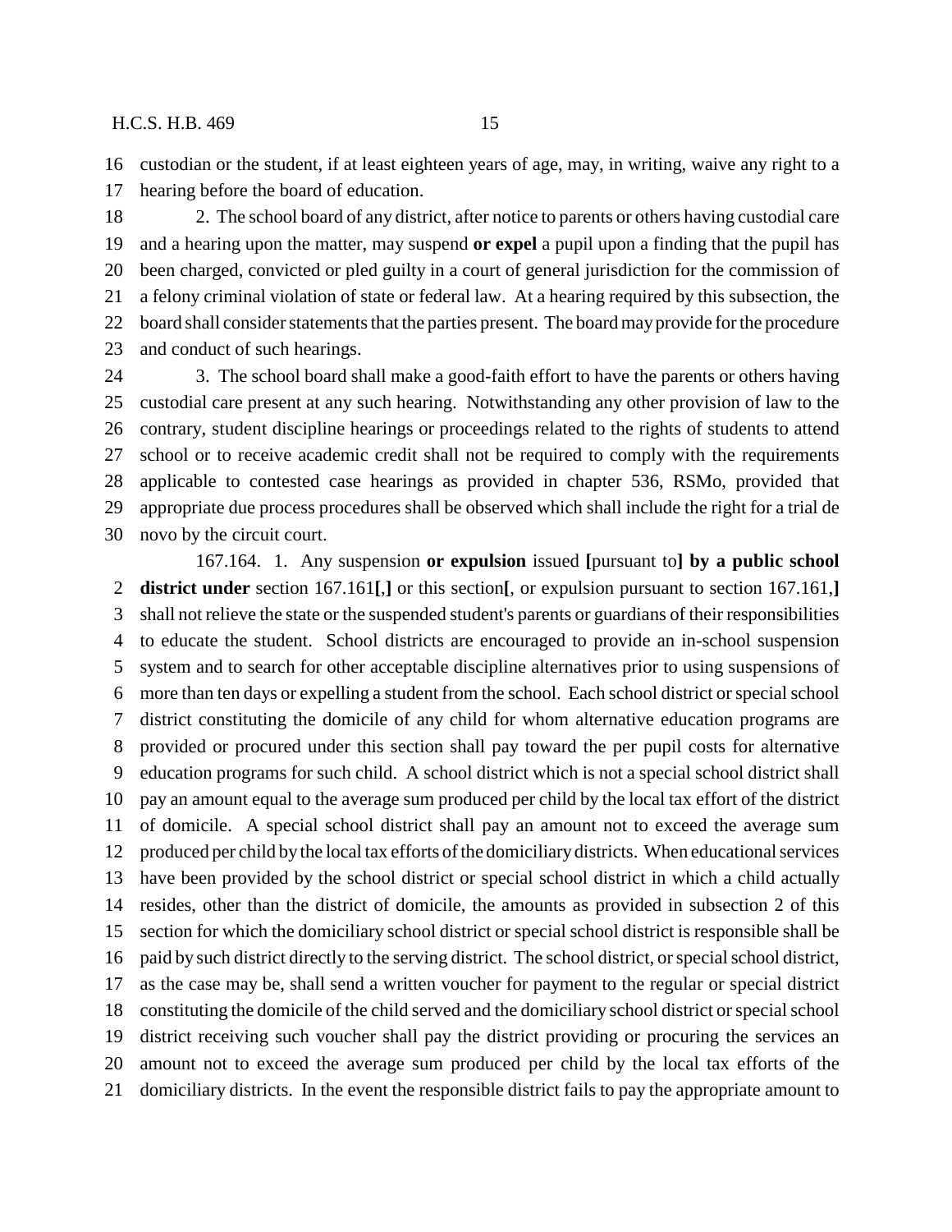custodian or the student, if at least eighteen years of age, may, in writing, waive any right to a hearing before the board of education.

2. The school board of any district, after notice to parents or others having custodial care and a hearing upon the matter, may suspend **or expel** a pupil upon a finding that the pupil has been charged, convicted or pled guilty in a court of general jurisdiction for the commission of a felony criminal violation of state or federal law. At a hearing required by this subsection, the board shall consider statements that the parties present. The board may provide for the procedure and conduct of such hearings.

3. The school board shall make a good-faith effort to have the parents or others having custodial care present at any such hearing. Notwithstanding any other provision of law to the contrary, student discipline hearings or proceedings related to the rights of students to attend school or to receive academic credit shall not be required to comply with the requirements applicable to contested case hearings as provided in chapter 536, RSMo, provided that appropriate due process procedures shall be observed which shall include the right for a trial de novo by the circuit court.

167.164. 1. Any suspension **or expulsion** issued **[**pursuant to**] by a public school district under** section 167.161**[**,**]** or this section**[**, or expulsion pursuant to section 167.161,**]** shall not relieve the state or the suspended student's parents or guardians of their responsibilities to educate the student. School districts are encouraged to provide an in-school suspension system and to search for other acceptable discipline alternatives prior to using suspensions of more than ten days or expelling a student from the school. Each school district or special school district constituting the domicile of any child for whom alternative education programs are provided or procured under this section shall pay toward the per pupil costs for alternative education programs for such child. A school district which is not a special school district shall pay an amount equal to the average sum produced per child by the local tax effort of the district of domicile. A special school district shall pay an amount not to exceed the average sum produced per child by the local tax efforts of the domiciliary districts. When educational services have been provided by the school district or special school district in which a child actually resides, other than the district of domicile, the amounts as provided in subsection 2 of this section for which the domiciliary school district or special school district is responsible shall be paid by such district directly to the serving district. The school district, or special school district, as the case may be, shall send a written voucher for payment to the regular or special district constituting the domicile of the child served and the domiciliary school district or special school district receiving such voucher shall pay the district providing or procuring the services an amount not to exceed the average sum produced per child by the local tax efforts of the domiciliary districts. In the event the responsible district fails to pay the appropriate amount to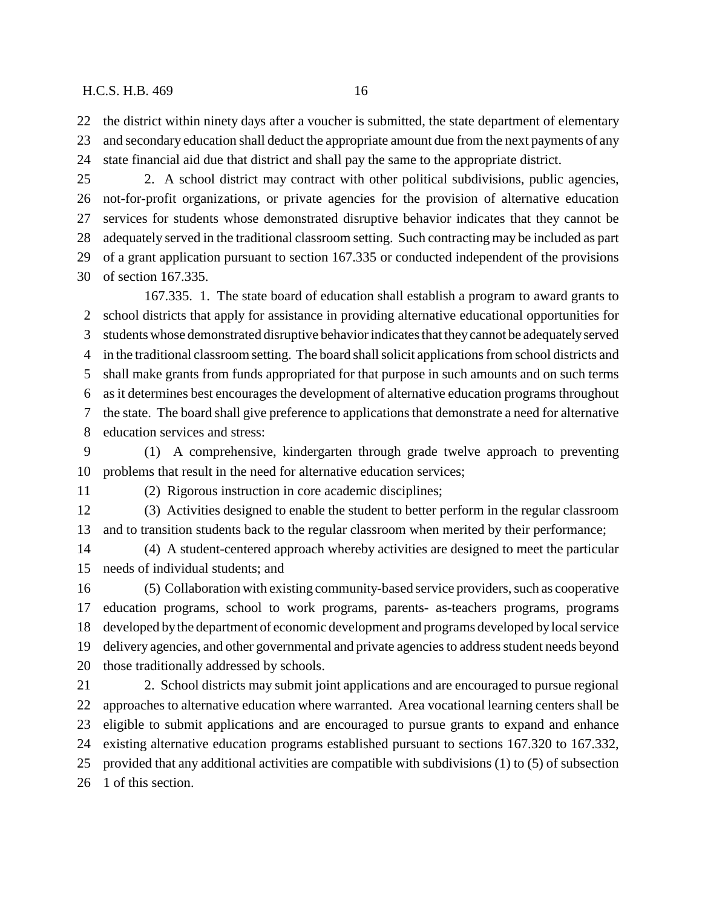the district within ninety days after a voucher is submitted, the state department of elementary and secondary education shall deduct the appropriate amount due from the next payments of any state financial aid due that district and shall pay the same to the appropriate district.

2. A school district may contract with other political subdivisions, public agencies, not-for-profit organizations, or private agencies for the provision of alternative education services for students whose demonstrated disruptive behavior indicates that they cannot be adequately served in the traditional classroom setting. Such contracting may be included as part of a grant application pursuant to section 167.335 or conducted independent of the provisions of section 167.335.

167.335. 1. The state board of education shall establish a program to award grants to school districts that apply for assistance in providing alternative educational opportunities for students whose demonstrated disruptive behavior indicates that they cannot be adequately served in the traditional classroom setting. The board shall solicit applications from school districts and shall make grants from funds appropriated for that purpose in such amounts and on such terms as it determines best encourages the development of alternative education programs throughout the state. The board shall give preference to applications that demonstrate a need for alternative education services and stress:

(1) A comprehensive, kindergarten through grade twelve approach to preventing problems that result in the need for alternative education services;

(2) Rigorous instruction in core academic disciplines;

(3) Activities designed to enable the student to better perform in the regular classroom and to transition students back to the regular classroom when merited by their performance;

(4) A student-centered approach whereby activities are designed to meet the particular needs of individual students; and

(5) Collaboration with existing community-based service providers, such as cooperative education programs, school to work programs, parents- as-teachers programs, programs developed by the department of economic development and programs developed by local service delivery agencies, and other governmental and private agencies to address student needs beyond those traditionally addressed by schools.

2. School districts may submit joint applications and are encouraged to pursue regional approaches to alternative education where warranted. Area vocational learning centers shall be eligible to submit applications and are encouraged to pursue grants to expand and enhance existing alternative education programs established pursuant to sections 167.320 to 167.332, provided that any additional activities are compatible with subdivisions (1) to (5) of subsection 1 of this section.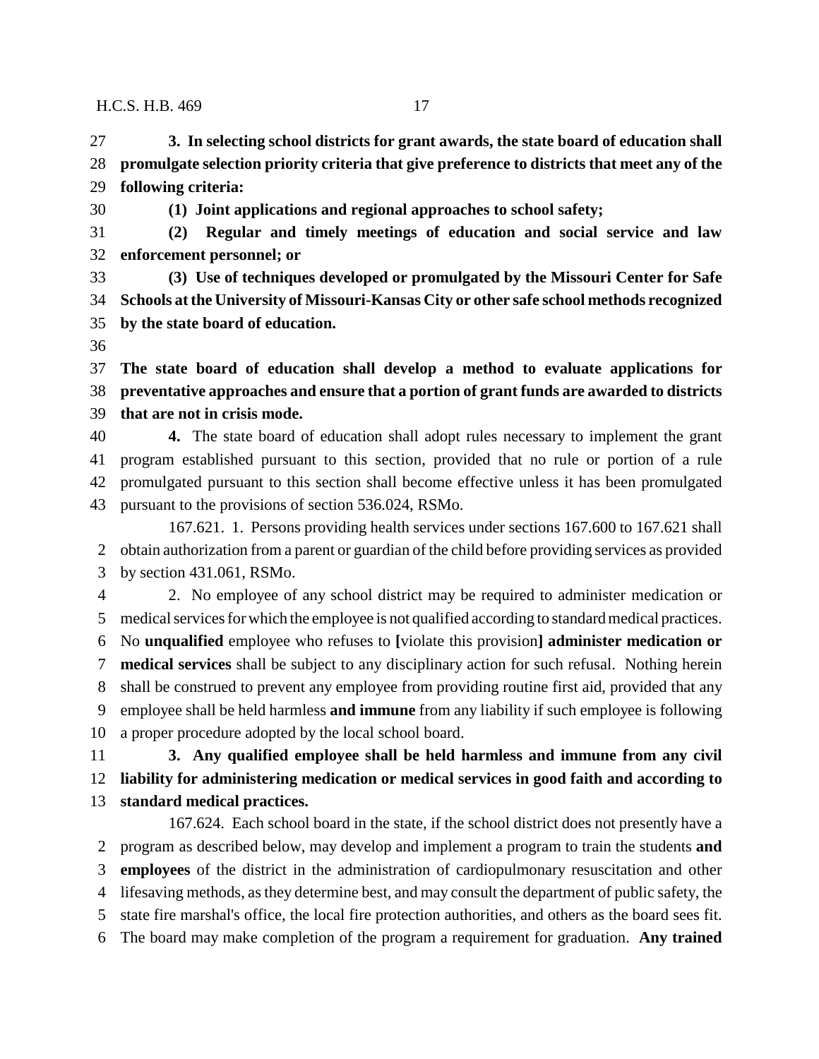**3. In selecting school districts for grant awards, the state board of education shall promulgate selection priority criteria that give preference to districts that meet any of the following criteria:**

**(1) Joint applications and regional approaches to school safety;**

**(2) Regular and timely meetings of education and social service and law enforcement personnel; or**

**(3) Use of techniques developed or promulgated by the Missouri Center for Safe Schools at the University of Missouri-Kansas City or other safe school methods recognized by the state board of education.**

**The state board of education shall develop a method to evaluate applications for preventative approaches and ensure that a portion of grant funds are awarded to districts that are not in crisis mode.**

**4.** The state board of education shall adopt rules necessary to implement the grant program established pursuant to this section, provided that no rule or portion of a rule promulgated pursuant to this section shall become effective unless it has been promulgated pursuant to the provisions of section 536.024, RSMo.

167.621. 1. Persons providing health services under sections 167.600 to 167.621 shall obtain authorization from a parent or guardian of the child before providing services as provided by section 431.061, RSMo.

2. No employee of any school district may be required to administer medication or medical services for which the employee is not qualified according to standard medical practices. No **unqualified** employee who refuses to **[**violate this provision**] administer medication or medical services** shall be subject to any disciplinary action for such refusal. Nothing herein shall be construed to prevent any employee from providing routine first aid, provided that any employee shall be held harmless **and immune** from any liability if such employee is following a proper procedure adopted by the local school board.

**3. Any qualified employee shall be held harmless and immune from any civil liability for administering medication or medical services in good faith and according to standard medical practices.**

167.624. Each school board in the state, if the school district does not presently have a program as described below, may develop and implement a program to train the students **and employees** of the district in the administration of cardiopulmonary resuscitation and other lifesaving methods, as they determine best, and may consult the department of public safety, the state fire marshal's office, the local fire protection authorities, and others as the board sees fit. The board may make completion of the program a requirement for graduation. **Any trained**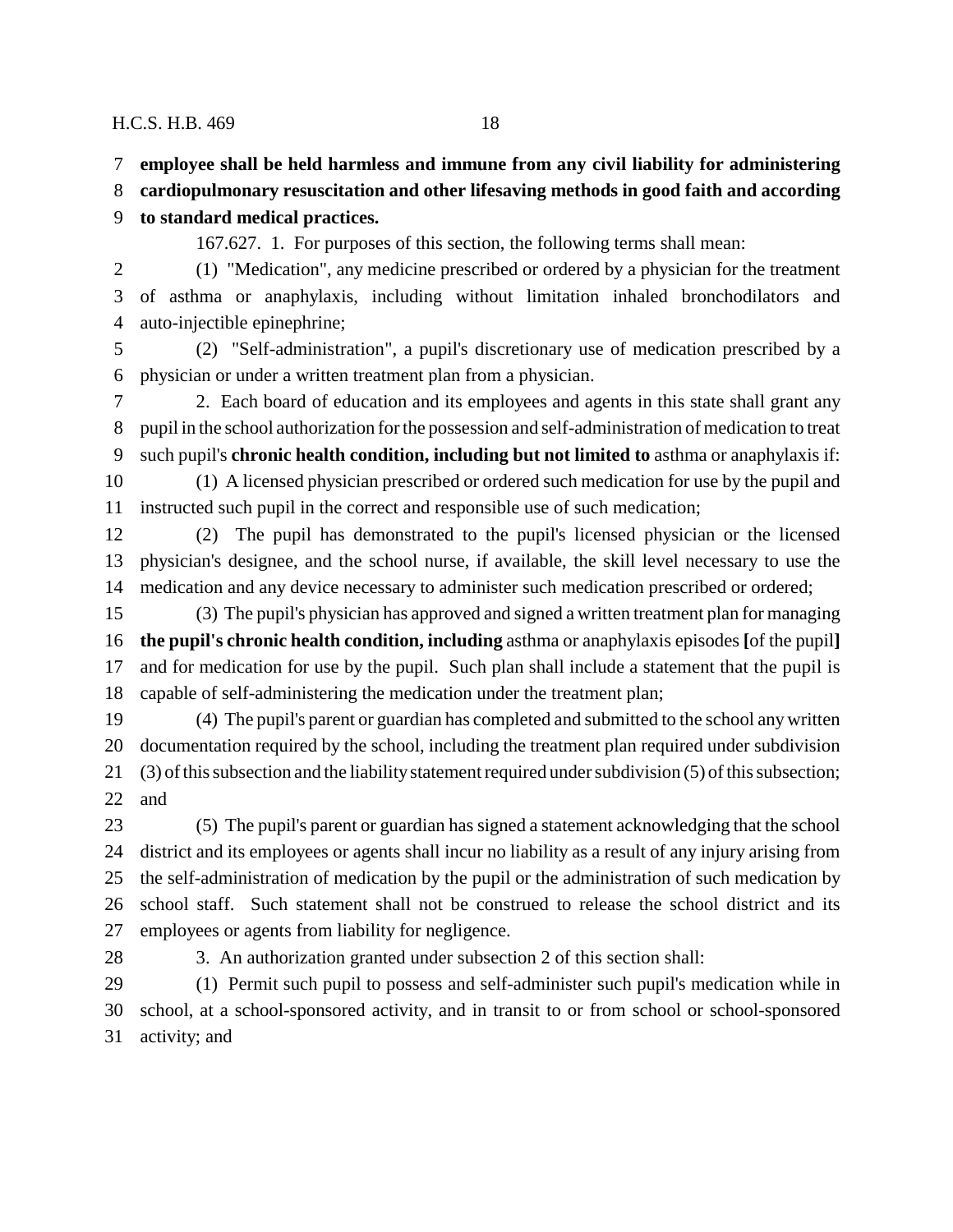**employee shall be held harmless and immune from any civil liability for administering cardiopulmonary resuscitation and other lifesaving methods in good faith and according to standard medical practices.**

167.627. 1. For purposes of this section, the following terms shall mean:

(1) "Medication", any medicine prescribed or ordered by a physician for the treatment of asthma or anaphylaxis, including without limitation inhaled bronchodilators and auto-injectible epinephrine;

(2) "Self-administration", a pupil's discretionary use of medication prescribed by a physician or under a written treatment plan from a physician.

2. Each board of education and its employees and agents in this state shall grant any pupil in the school authorization for the possession and self-administration of medication to treat such pupil's **chronic health condition, including but not limited to** asthma or anaphylaxis if:

(1) A licensed physician prescribed or ordered such medication for use by the pupil and instructed such pupil in the correct and responsible use of such medication;

(2) The pupil has demonstrated to the pupil's licensed physician or the licensed physician's designee, and the school nurse, if available, the skill level necessary to use the medication and any device necessary to administer such medication prescribed or ordered;

(3) The pupil's physician has approved and signed a written treatment plan for managing **the pupil's chronic health condition, including** asthma or anaphylaxis episodes **[**of the pupil**]** and for medication for use by the pupil. Such plan shall include a statement that the pupil is capable of self-administering the medication under the treatment plan;

(4) The pupil's parent or guardian has completed and submitted to the school any written documentation required by the school, including the treatment plan required under subdivision (3) of this subsection and the liability statement required under subdivision (5) of this subsection; and

(5) The pupil's parent or guardian has signed a statement acknowledging that the school district and its employees or agents shall incur no liability as a result of any injury arising from the self-administration of medication by the pupil or the administration of such medication by school staff. Such statement shall not be construed to release the school district and its employees or agents from liability for negligence.

3. An authorization granted under subsection 2 of this section shall:

(1) Permit such pupil to possess and self-administer such pupil's medication while in school, at a school-sponsored activity, and in transit to or from school or school-sponsored activity; and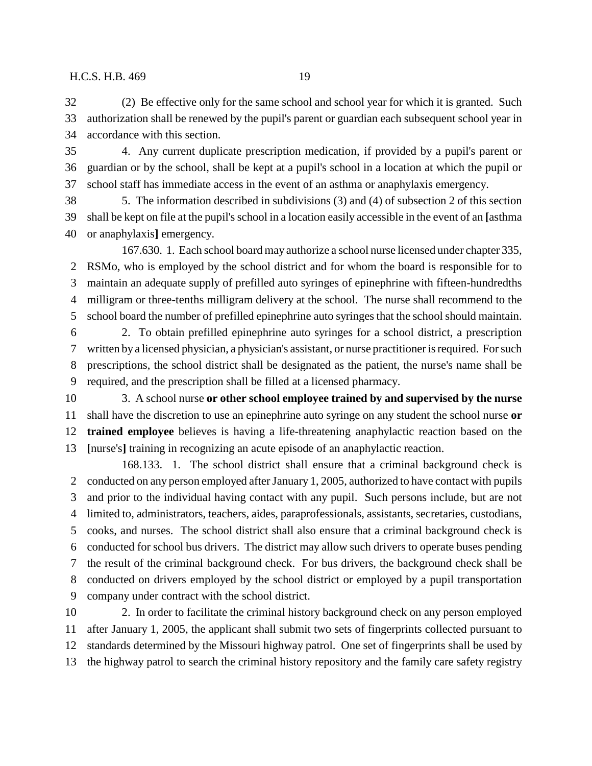(2) Be effective only for the same school and school year for which it is granted. Such authorization shall be renewed by the pupil's parent or guardian each subsequent school year in accordance with this section.

4. Any current duplicate prescription medication, if provided by a pupil's parent or guardian or by the school, shall be kept at a pupil's school in a location at which the pupil or school staff has immediate access in the event of an asthma or anaphylaxis emergency.

5. The information described in subdivisions (3) and (4) of subsection 2 of this section shall be kept on file at the pupil's school in a location easily accessible in the event of an **[**asthma or anaphylaxis**]** emergency.

167.630. 1. Each school board may authorize a school nurse licensed under chapter 335, RSMo, who is employed by the school district and for whom the board is responsible for to maintain an adequate supply of prefilled auto syringes of epinephrine with fifteen-hundredths milligram or three-tenths milligram delivery at the school. The nurse shall recommend to the school board the number of prefilled epinephrine auto syringes that the school should maintain.

2. To obtain prefilled epinephrine auto syringes for a school district, a prescription written by a licensed physician, a physician's assistant, or nurse practitioner is required. For such prescriptions, the school district shall be designated as the patient, the nurse's name shall be required, and the prescription shall be filled at a licensed pharmacy.

3. A school nurse **or other school employee trained by and supervised by the nurse** shall have the discretion to use an epinephrine auto syringe on any student the school nurse **or trained employee** believes is having a life-threatening anaphylactic reaction based on the **[**nurse's**]** training in recognizing an acute episode of an anaphylactic reaction.

168.133. 1. The school district shall ensure that a criminal background check is conducted on any person employed after January 1, 2005, authorized to have contact with pupils and prior to the individual having contact with any pupil. Such persons include, but are not limited to, administrators, teachers, aides, paraprofessionals, assistants, secretaries, custodians, cooks, and nurses. The school district shall also ensure that a criminal background check is conducted for school bus drivers. The district may allow such drivers to operate buses pending the result of the criminal background check. For bus drivers, the background check shall be conducted on drivers employed by the school district or employed by a pupil transportation company under contract with the school district.

2. In order to facilitate the criminal history background check on any person employed after January 1, 2005, the applicant shall submit two sets of fingerprints collected pursuant to standards determined by the Missouri highway patrol. One set of fingerprints shall be used by the highway patrol to search the criminal history repository and the family care safety registry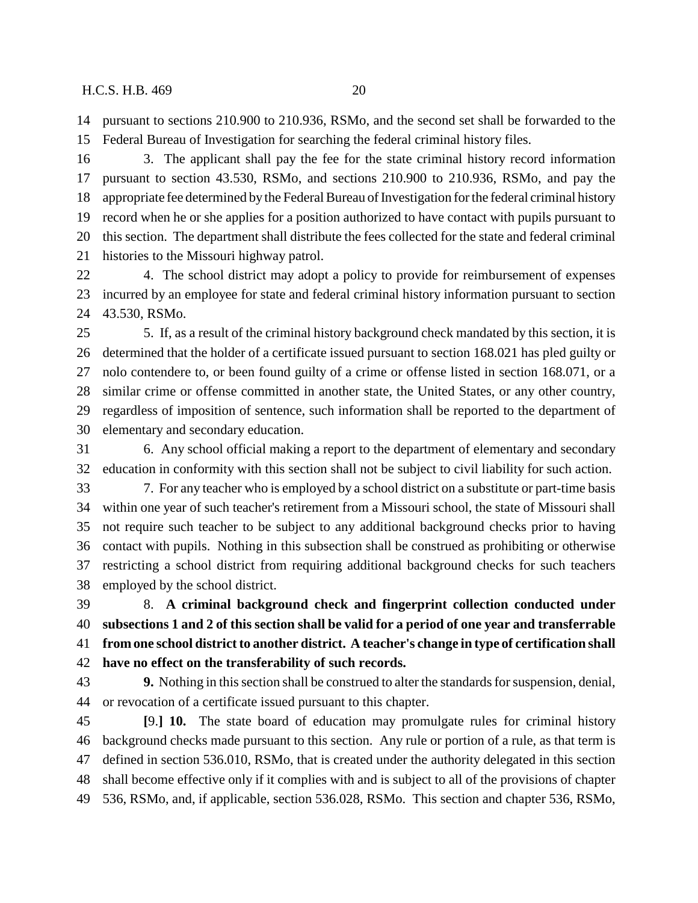pursuant to sections 210.900 to 210.936, RSMo, and the second set shall be forwarded to the Federal Bureau of Investigation for searching the federal criminal history files.

3. The applicant shall pay the fee for the state criminal history record information pursuant to section 43.530, RSMo, and sections 210.900 to 210.936, RSMo, and pay the appropriate fee determined by the Federal Bureau of Investigation for the federal criminal history record when he or she applies for a position authorized to have contact with pupils pursuant to this section. The department shall distribute the fees collected for the state and federal criminal histories to the Missouri highway patrol.

4. The school district may adopt a policy to provide for reimbursement of expenses incurred by an employee for state and federal criminal history information pursuant to section 43.530, RSMo.

5. If, as a result of the criminal history background check mandated by this section, it is determined that the holder of a certificate issued pursuant to section 168.021 has pled guilty or nolo contendere to, or been found guilty of a crime or offense listed in section 168.071, or a similar crime or offense committed in another state, the United States, or any other country, regardless of imposition of sentence, such information shall be reported to the department of elementary and secondary education.

6. Any school official making a report to the department of elementary and secondary education in conformity with this section shall not be subject to civil liability for such action.

7. For any teacher who is employed by a school district on a substitute or part-time basis within one year of such teacher's retirement from a Missouri school, the state of Missouri shall not require such teacher to be subject to any additional background checks prior to having contact with pupils. Nothing in this subsection shall be construed as prohibiting or otherwise restricting a school district from requiring additional background checks for such teachers employed by the school district.

8. **A criminal background check and fingerprint collection conducted under subsections 1 and 2 of this section shall be valid for a period of one year and transferrable from one school district to another district. A teacher's change in type of certification shall have no effect on the transferability of such records.**

**9.** Nothing in this section shall be construed to alter the standards for suspension, denial, or revocation of a certificate issued pursuant to this chapter.

**[**9.**] 10.** The state board of education may promulgate rules for criminal history background checks made pursuant to this section. Any rule or portion of a rule, as that term is defined in section 536.010, RSMo, that is created under the authority delegated in this section shall become effective only if it complies with and is subject to all of the provisions of chapter 536, RSMo, and, if applicable, section 536.028, RSMo. This section and chapter 536, RSMo,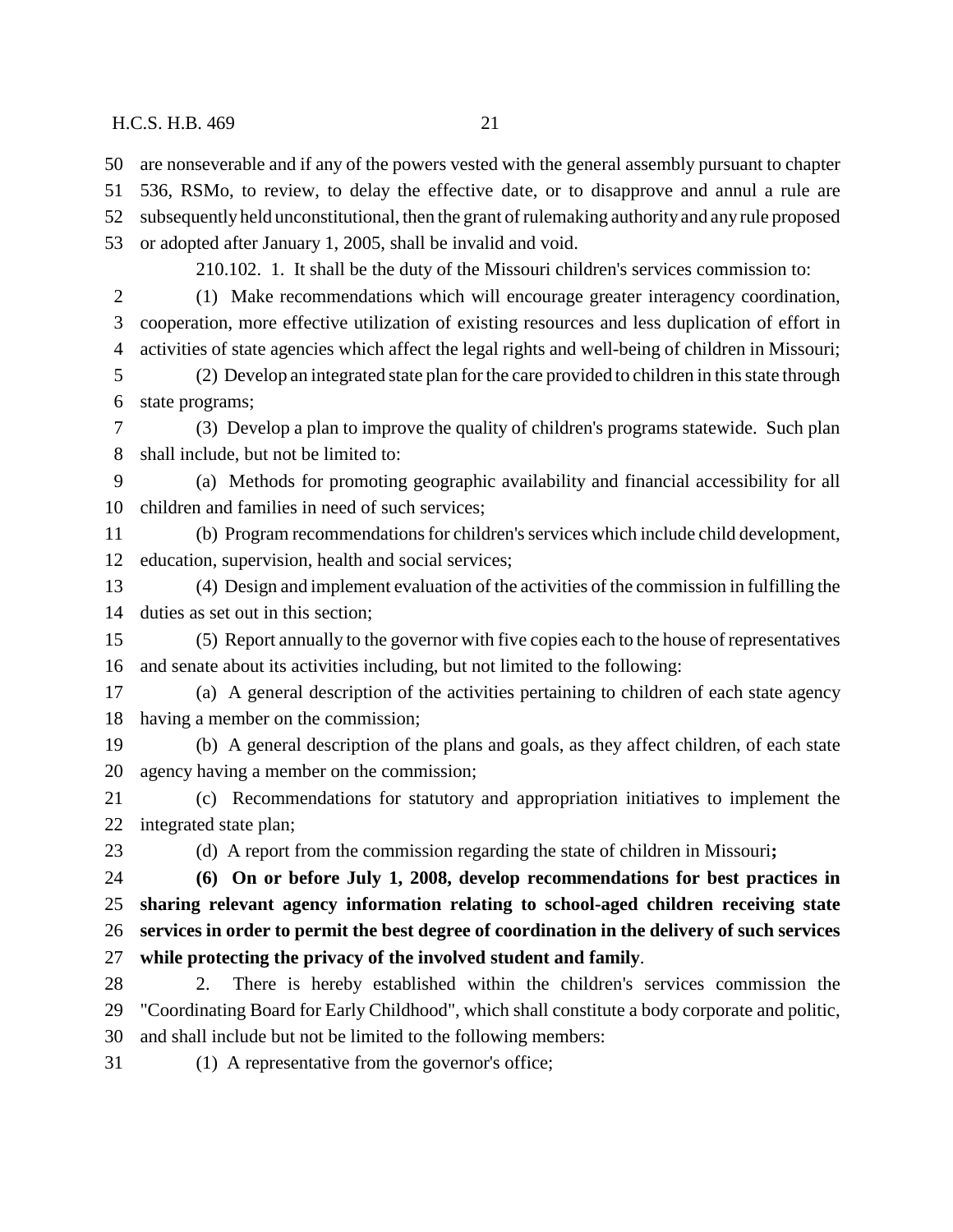50 are nonseverable and if any of the powers vested with the general assembly pursuant to chapter 51 536, RSMo, to review, to delay the effective date, or to disapprove and annul a rule are 52 subsequently held unconstitutional, then the grant of rulemaking authority and any rule proposed 53 or adopted after January 1, 2005, shall be invalid and void.

210.102. 1. It shall be the duty of the Missouri children's services commission to:

2 (1) Make recommendations which will encourage greater interagency coordination, 3 cooperation, more effective utilization of existing resources and less duplication of effort in 4 activities of state agencies which affect the legal rights and well-being of children in Missouri;

5 (2) Develop an integrated state plan for the care provided to children in this state through 6 state programs;

7 (3) Develop a plan to improve the quality of children's programs statewide. Such plan 8 shall include, but not be limited to:

9 (a) Methods for promoting geographic availability and financial accessibility for all 10 children and families in need of such services;

11 (b) Program recommendations for children's services which include child development, 12 education, supervision, health and social services;

13 (4) Design and implement evaluation of the activities of the commission in fulfilling the 14 duties as set out in this section;

15 (5) Report annually to the governor with five copies each to the house of representatives 16 and senate about its activities including, but not limited to the following:

17 (a) A general description of the activities pertaining to children of each state agency 18 having a member on the commission;

19 (b) A general description of the plans and goals, as they affect children, of each state 20 agency having a member on the commission;

21 (c) Recommendations for statutory and appropriation initiatives to implement the 22 integrated state plan;

23 (d) A report from the commission regarding the state of children in Missouri**;**

24 **(6) On or before July 1, 2008, develop recommendations for best practices in 25 sharing relevant agency information relating to school-aged children receiving state 26 services in order to permit the best degree of coordination in the delivery of such services 27 while protecting the privacy of the involved student and family**.

28 2. There is hereby established within the children's services commission the 29 "Coordinating Board for Early Childhood", which shall constitute a body corporate and politic, 30 and shall include but not be limited to the following members:

31 (1) A representative from the governor's office;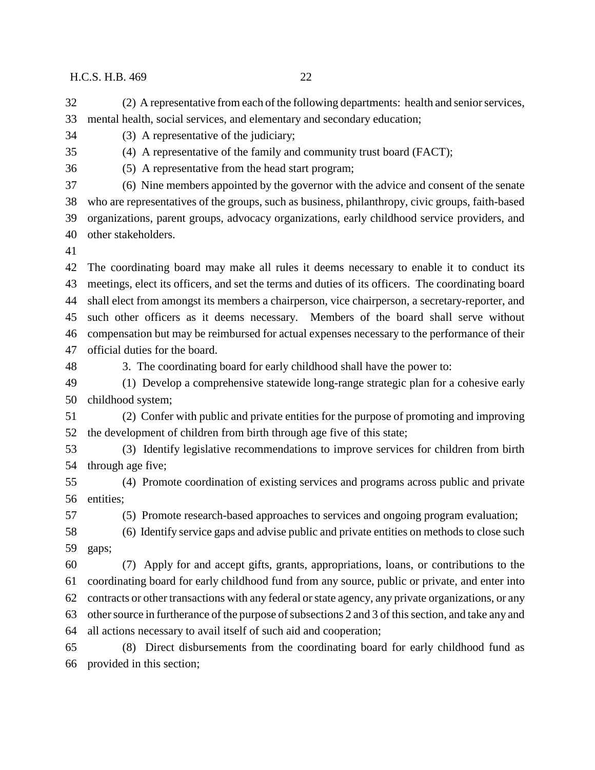(2) A representative from each of the following departments: health and senior services, mental health, social services, and elementary and secondary education;

(3) A representative of the judiciary;

(4) A representative of the family and community trust board (FACT);

(5) A representative from the head start program;

(6) Nine members appointed by the governor with the advice and consent of the senate who are representatives of the groups, such as business, philanthropy, civic groups, faith-based organizations, parent groups, advocacy organizations, early childhood service providers, and other stakeholders.

The coordinating board may make all rules it deems necessary to enable it to conduct its meetings, elect its officers, and set the terms and duties of its officers. The coordinating board shall elect from amongst its members a chairperson, vice chairperson, a secretary-reporter, and such other officers as it deems necessary. Members of the board shall serve without compensation but may be reimbursed for actual expenses necessary to the performance of their official duties for the board.

3. The coordinating board for early childhood shall have the power to:

(1) Develop a comprehensive statewide long-range strategic plan for a cohesive early childhood system;

(2) Confer with public and private entities for the purpose of promoting and improving the development of children from birth through age five of this state;

(3) Identify legislative recommendations to improve services for children from birth through age five;

(4) Promote coordination of existing services and programs across public and private entities;

(5) Promote research-based approaches to services and ongoing program evaluation;

(6) Identify service gaps and advise public and private entities on methods to close such gaps;

(7) Apply for and accept gifts, grants, appropriations, loans, or contributions to the coordinating board for early childhood fund from any source, public or private, and enter into contracts or other transactions with any federal or state agency, any private organizations, or any other source in furtherance of the purpose of subsections 2 and 3 of this section, and take any and all actions necessary to avail itself of such aid and cooperation;

(8) Direct disbursements from the coordinating board for early childhood fund as provided in this section;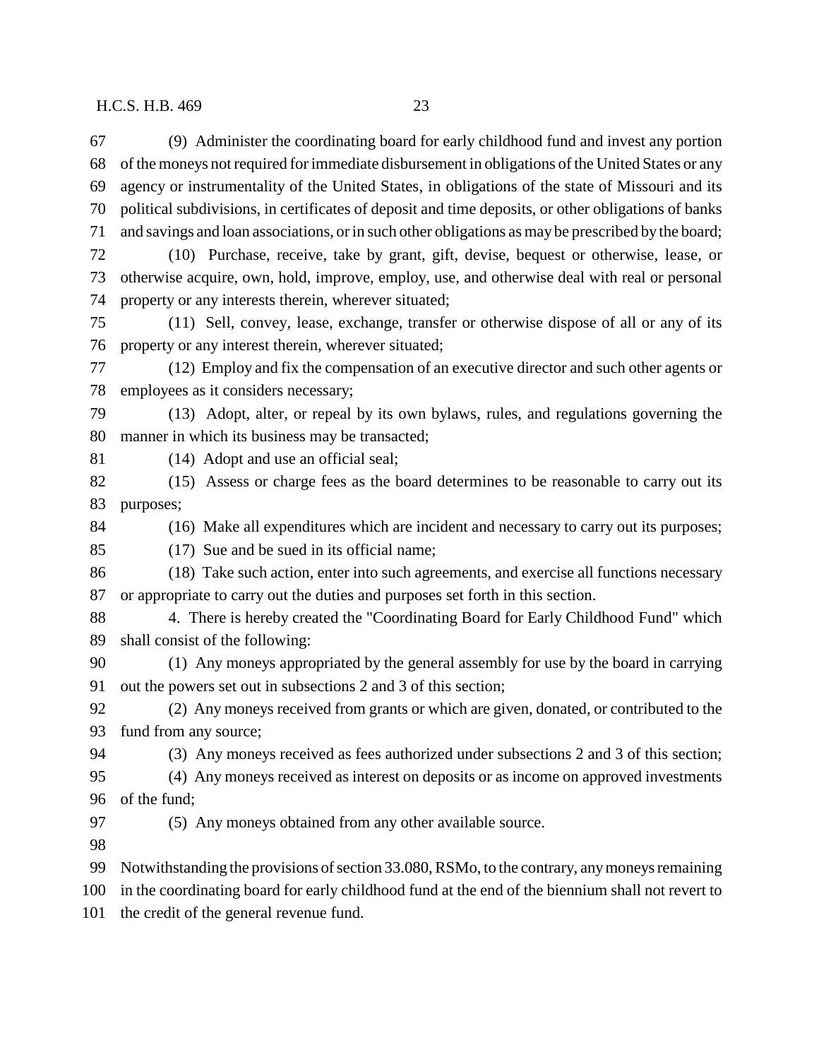(9) Administer the coordinating board for early childhood fund and invest any portion of the moneys not required for immediate disbursement in obligations of the United States or any agency or instrumentality of the United States, in obligations of the state of Missouri and its political subdivisions, in certificates of deposit and time deposits, or other obligations of banks and savings and loan associations, or in such other obligations as may be prescribed by the board;

(10) Purchase, receive, take by grant, gift, devise, bequest or otherwise, lease, or otherwise acquire, own, hold, improve, employ, use, and otherwise deal with real or personal property or any interests therein, wherever situated;

(11) Sell, convey, lease, exchange, transfer or otherwise dispose of all or any of its property or any interest therein, wherever situated;

(12) Employ and fix the compensation of an executive director and such other agents or employees as it considers necessary;

(13) Adopt, alter, or repeal by its own bylaws, rules, and regulations governing the manner in which its business may be transacted;

(14) Adopt and use an official seal;

(15) Assess or charge fees as the board determines to be reasonable to carry out its purposes;

(16) Make all expenditures which are incident and necessary to carry out its purposes;

(17) Sue and be sued in its official name;

(18) Take such action, enter into such agreements, and exercise all functions necessary or appropriate to carry out the duties and purposes set forth in this section.

4. There is hereby created the "Coordinating Board for Early Childhood Fund" which shall consist of the following:

(1) Any moneys appropriated by the general assembly for use by the board in carrying out the powers set out in subsections 2 and 3 of this section;

(2) Any moneys received from grants or which are given, donated, or contributed to the fund from any source;

(3) Any moneys received as fees authorized under subsections 2 and 3 of this section;

(4) Any moneys received as interest on deposits or as income on approved investments of the fund;

(5) Any moneys obtained from any other available source.

Notwithstanding the provisions of section 33.080, RSMo, to the contrary, any moneys remaining in the coordinating board for early childhood fund at the end of the biennium shall not revert to the credit of the general revenue fund.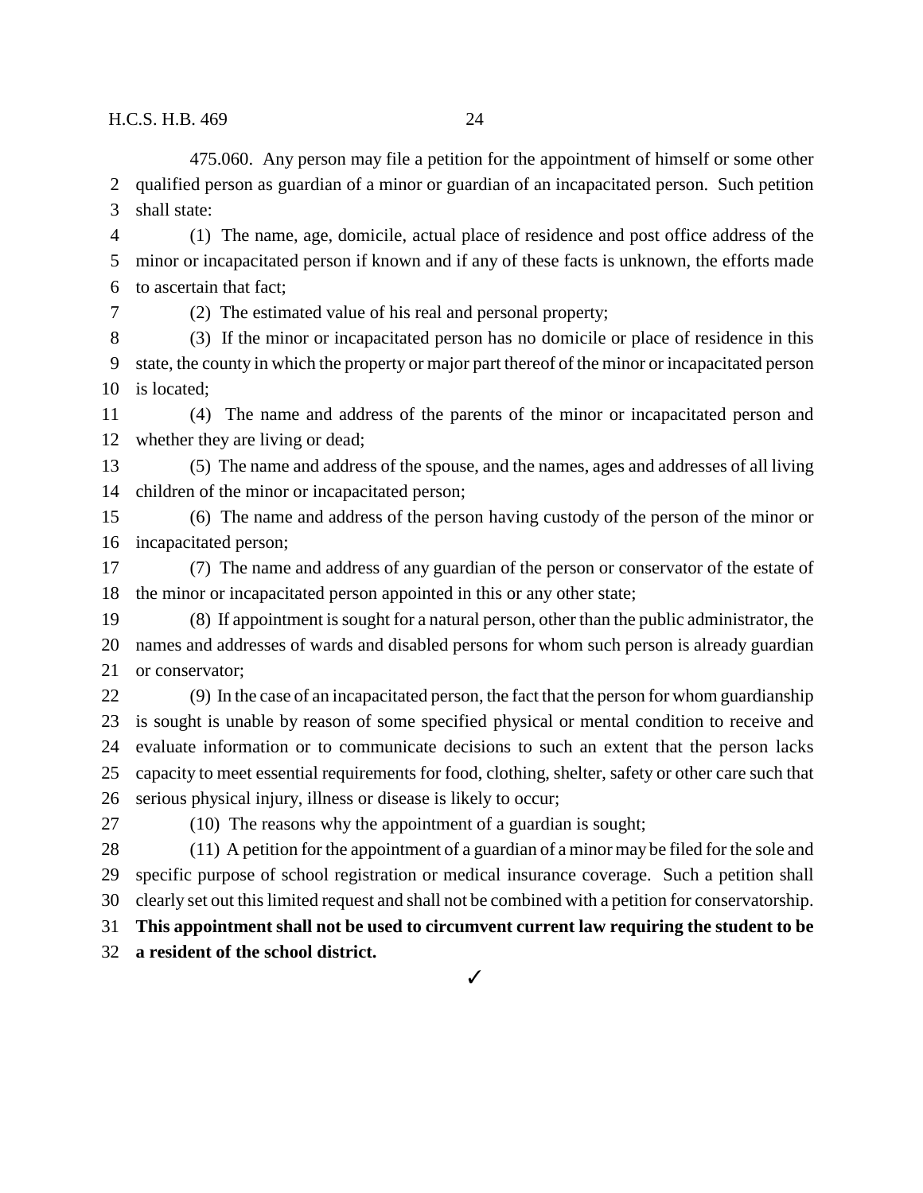475.060. Any person may file a petition for the appointment of himself or some other qualified person as guardian of a minor or guardian of an incapacitated person. Such petition shall state:

(1) The name, age, domicile, actual place of residence and post office address of the minor or incapacitated person if known and if any of these facts is unknown, the efforts made to ascertain that fact;

(2) The estimated value of his real and personal property;

(3) If the minor or incapacitated person has no domicile or place of residence in this state, the county in which the property or major part thereof of the minor or incapacitated person is located;

(4) The name and address of the parents of the minor or incapacitated person and whether they are living or dead;

(5) The name and address of the spouse, and the names, ages and addresses of all living children of the minor or incapacitated person;

(6) The name and address of the person having custody of the person of the minor or incapacitated person;

(7) The name and address of any guardian of the person or conservator of the estate of the minor or incapacitated person appointed in this or any other state;

(8) If appointment is sought for a natural person, other than the public administrator, the names and addresses of wards and disabled persons for whom such person is already guardian or conservator;

(9) In the case of an incapacitated person, the fact that the person for whom guardianship is sought is unable by reason of some specified physical or mental condition to receive and evaluate information or to communicate decisions to such an extent that the person lacks capacity to meet essential requirements for food, clothing, shelter, safety or other care such that serious physical injury, illness or disease is likely to occur;

(10) The reasons why the appointment of a guardian is sought;

(11) A petition for the appointment of a guardian of a minor may be filed for the sole and specific purpose of school registration or medical insurance coverage. Such a petition shall clearly set out this limited request and shall not be combined with a petition for conservatorship. **This appointment shall not be used to circumvent current law requiring the student to be a resident of the school district.**

✓